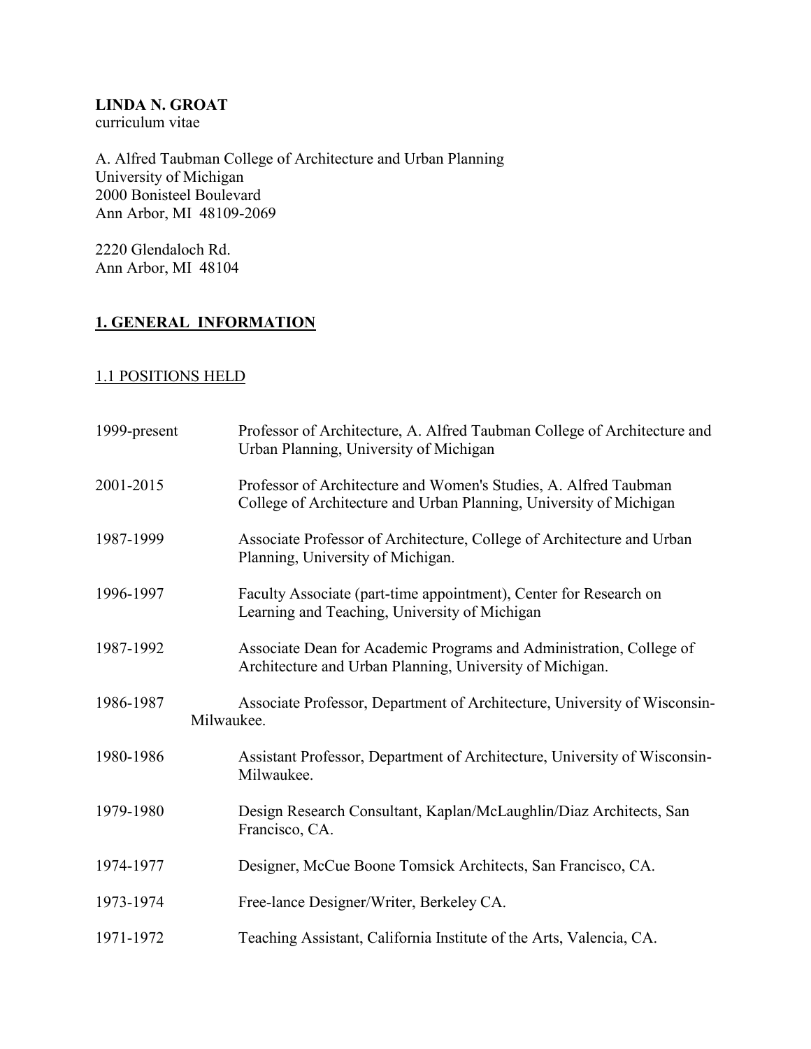**LINDA N. GROAT**
curriculum vitae

A. Alfred Taubman College of Architecture and Urban Planning
University of Michigan
2000 Bonisteel Boulevard
Ann Arbor, MI 48109-2069

2220 Glendaloch Rd.
Ann Arbor, MI 48104

## 1. GENERAL INFORMATION

### 1.1 POSITIONS HELD

| | |
|---|---|
| 1999-present | Professor of Architecture, A. Alfred Taubman College of Architecture and Urban Planning, University of Michigan |
| 2001-2015 | Professor of Architecture and Women's Studies, A. Alfred Taubman College of Architecture and Urban Planning, University of Michigan |
| 1987-1999 | Associate Professor of Architecture, College of Architecture and Urban Planning, University of Michigan. |
| 1996-1997 | Faculty Associate (part-time appointment), Center for Research on Learning and Teaching, University of Michigan |
| 1987-1992 | Associate Dean for Academic Programs and Administration, College of Architecture and Urban Planning, University of Michigan. |
| 1986-1987 | Associate Professor, Department of Architecture, University of Wisconsin-Milwaukee. |
| 1980-1986 | Assistant Professor, Department of Architecture, University of Wisconsin-Milwaukee. |
| 1979-1980 | Design Research Consultant, Kaplan/McLaughlin/Diaz Architects, San Francisco, CA. |
| 1974-1977 | Designer, McCue Boone Tomsick Architects, San Francisco, CA. |
| 1973-1974 | Free-lance Designer/Writer, Berkeley CA. |
| 1971-1972 | Teaching Assistant, California Institute of the Arts, Valencia, CA. |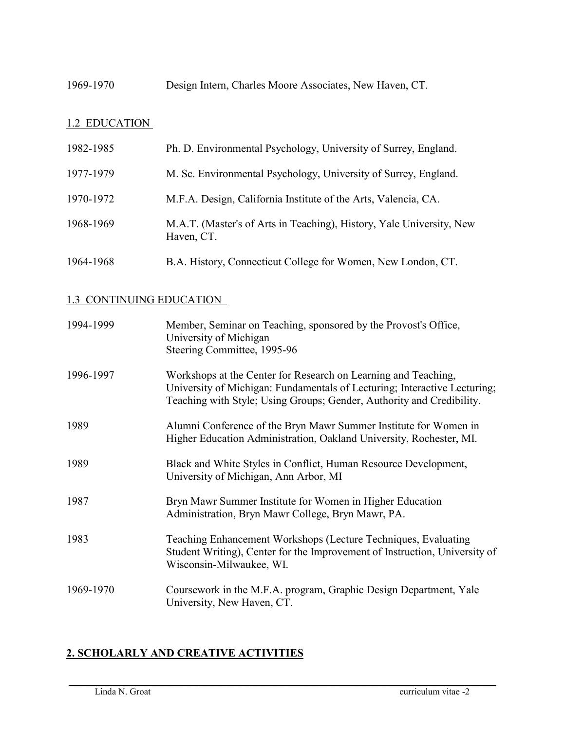1969-1970 Design Intern, Charles Moore Associates, New Haven, CT.

### 1.2 EDUCATION

1982-1985 Ph. D. Environmental Psychology, University of Surrey, England.

1977-1979 M. Sc. Environmental Psychology, University of Surrey, England.

1970-1972 M.F.A. Design, California Institute of the Arts, Valencia, CA.

1968-1969 M.A.T. (Master's of Arts in Teaching), History, Yale University, New Haven, CT.

1964-1968 B.A. History, Connecticut College for Women, New London, CT.

### 1.3 CONTINUING EDUCATION

1994-1999 Member, Seminar on Teaching, sponsored by the Provost's Office, University of Michigan
Steering Committee, 1995-96

1996-1997 Workshops at the Center for Research on Learning and Teaching, University of Michigan: Fundamentals of Lecturing; Interactive Lecturing; Teaching with Style; Using Groups; Gender, Authority and Credibility.

1989 Alumni Conference of the Bryn Mawr Summer Institute for Women in Higher Education Administration, Oakland University, Rochester, MI.

1989 Black and White Styles in Conflict, Human Resource Development, University of Michigan, Ann Arbor, MI

1987 Bryn Mawr Summer Institute for Women in Higher Education Administration, Bryn Mawr College, Bryn Mawr, PA.

1983 Teaching Enhancement Workshops (Lecture Techniques, Evaluating Student Writing), Center for the Improvement of Instruction, University of Wisconsin-Milwaukee, WI.

1969-1970 Coursework in the M.F.A. program, Graphic Design Department, Yale University, New Haven, CT.

## 2. SCHOLARLY AND CREATIVE ACTIVITIES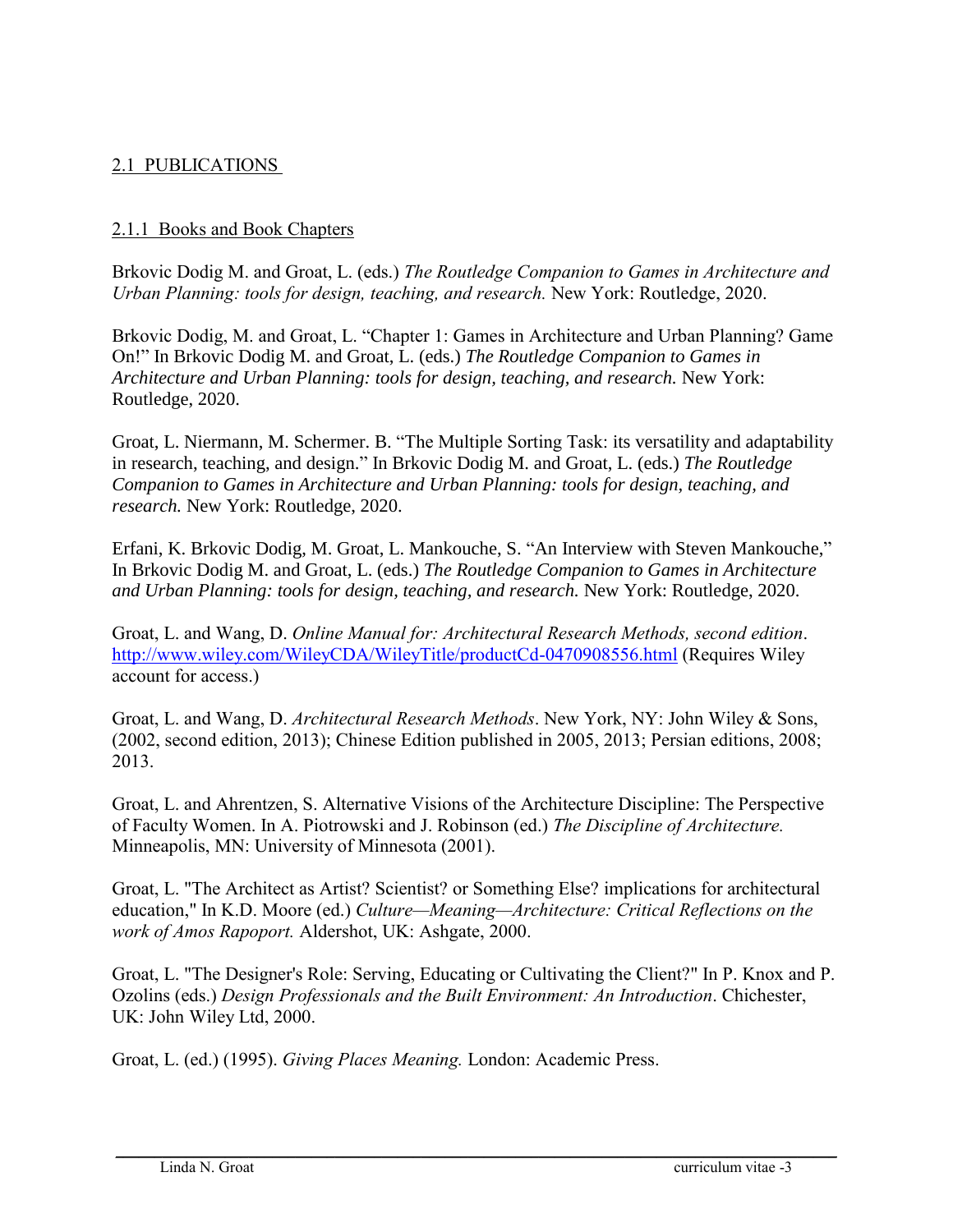## 2.1 PUBLICATIONS

### 2.1.1 Books and Book Chapters

Brkovic Dodig M. and Groat, L. (eds.) *The Routledge Companion to Games in Architecture and Urban Planning: tools for design, teaching, and research.* New York: Routledge, 2020.

Brkovic Dodig, M. and Groat, L. "Chapter 1: Games in Architecture and Urban Planning? Game On!" In Brkovic Dodig M. and Groat, L. (eds.) *The Routledge Companion to Games in Architecture and Urban Planning: tools for design, teaching, and research.* New York: Routledge, 2020.

Groat, L. Niermann, M. Schermer. B. "The Multiple Sorting Task: its versatility and adaptability in research, teaching, and design." In Brkovic Dodig M. and Groat, L. (eds.) *The Routledge Companion to Games in Architecture and Urban Planning: tools for design, teaching, and research.* New York: Routledge, 2020.

Erfani, K. Brkovic Dodig, M. Groat, L. Mankouche, S. "An Interview with Steven Mankouche," In Brkovic Dodig M. and Groat, L. (eds.) *The Routledge Companion to Games in Architecture and Urban Planning: tools for design, teaching, and research.* New York: Routledge, 2020.

Groat, L. and Wang, D. *Online Manual for: Architectural Research Methods, second edition*. http://www.wiley.com/WileyCDA/WileyTitle/productCd-0470908556.html (Requires Wiley account for access.)

Groat, L. and Wang, D. *Architectural Research Methods*. New York, NY: John Wiley & Sons, (2002, second edition, 2013); Chinese Edition published in 2005, 2013; Persian editions, 2008; 2013.

Groat, L. and Ahrentzen, S. Alternative Visions of the Architecture Discipline: The Perspective of Faculty Women. In A. Piotrowski and J. Robinson (ed.) *The Discipline of Architecture.* Minneapolis, MN: University of Minnesota (2001).

Groat, L. "The Architect as Artist? Scientist? or Something Else? implications for architectural education," In K.D. Moore (ed.) *Culture—Meaning—Architecture: Critical Reflections on the work of Amos Rapoport.* Aldershot, UK: Ashgate, 2000.

Groat, L. "The Designer's Role: Serving, Educating or Cultivating the Client?" In P. Knox and P. Ozolins (eds.) *Design Professionals and the Built Environment: An Introduction*. Chichester, UK: John Wiley Ltd, 2000.

Groat, L. (ed.) (1995). *Giving Places Meaning.* London: Academic Press.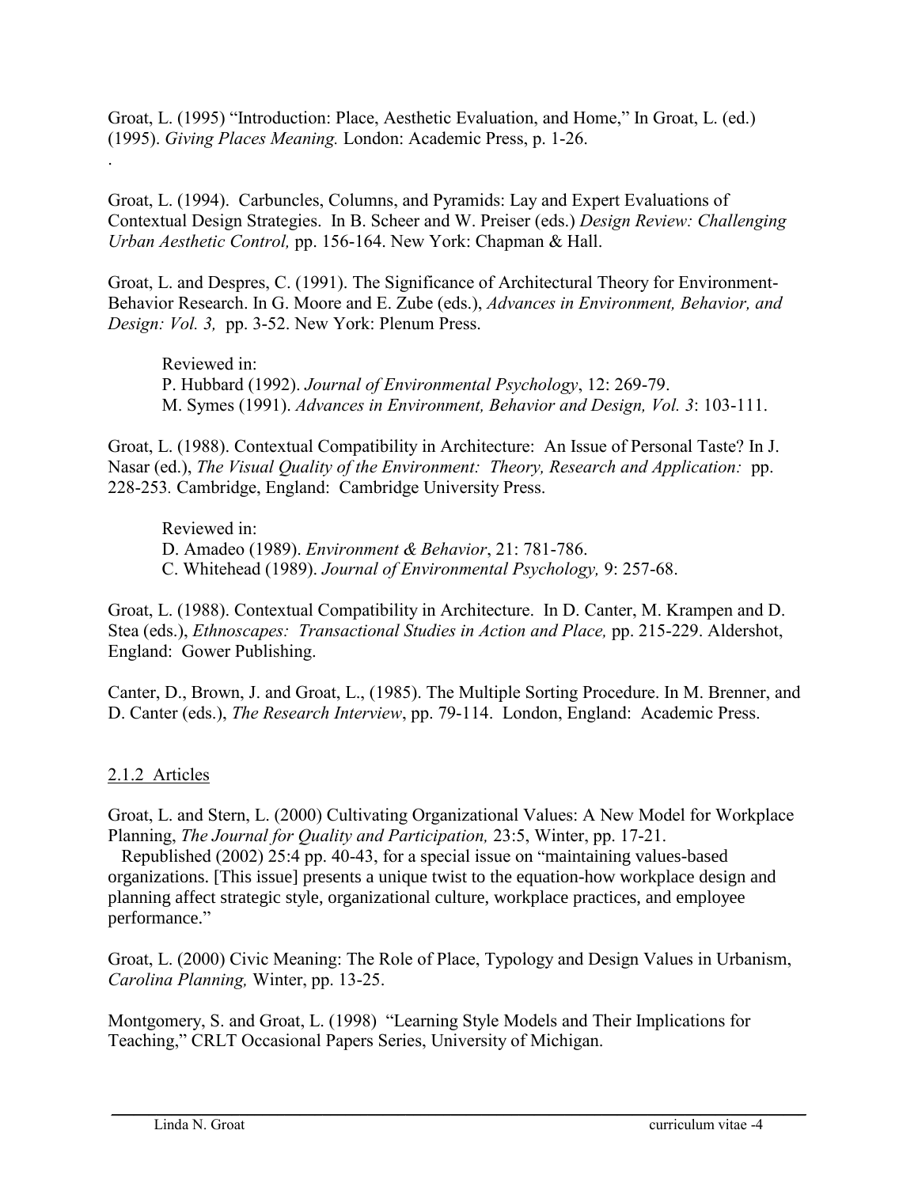Groat, L. (1995) “Introduction: Place, Aesthetic Evaluation, and Home,” In Groat, L. (ed.) (1995). *Giving Places Meaning.* London: Academic Press, p. 1-26.

.

Groat, L. (1994). Carbuncles, Columns, and Pyramids: Lay and Expert Evaluations of Contextual Design Strategies. In B. Scheer and W. Preiser (eds.) *Design Review: Challenging Urban Aesthetic Control,* pp. 156-164. New York: Chapman & Hall.

Groat, L. and Despres, C. (1991). The Significance of Architectural Theory for Environment-Behavior Research. In G. Moore and E. Zube (eds.), *Advances in Environment, Behavior, and Design: Vol. 3,* pp. 3-52. New York: Plenum Press.

> Reviewed in:
> P. Hubbard (1992). *Journal of Environmental Psychology*, 12: 269-79.
> M. Symes (1991). *Advances in Environment, Behavior and Design, Vol. 3*: 103-111.

Groat, L. (1988). Contextual Compatibility in Architecture: An Issue of Personal Taste? In J. Nasar (ed.), *The Visual Quality of the Environment: Theory, Research and Application:* pp. 228-253. Cambridge, England: Cambridge University Press.

> Reviewed in:
> D. Amadeo (1989). *Environment & Behavior*, 21: 781-786.
> C. Whitehead (1989). *Journal of Environmental Psychology,* 9: 257-68.

Groat, L. (1988). Contextual Compatibility in Architecture. In D. Canter, M. Krampen and D. Stea (eds.), *Ethnoscapes: Transactional Studies in Action and Place,* pp. 215-229. Aldershot, England: Gower Publishing.

Canter, D., Brown, J. and Groat, L., (1985). The Multiple Sorting Procedure. In M. Brenner, and D. Canter (eds.), *The Research Interview*, pp. 79-114. London, England: Academic Press.

2.1.2 Articles

Groat, L. and Stern, L. (2000) Cultivating Organizational Values: A New Model for Workplace Planning, *The Journal for Quality and Participation,* 23:5, Winter, pp. 17-21.
Republished (2002) 25:4 pp. 40-43, for a special issue on “maintaining values-based organizations. [This issue] presents a unique twist to the equation-how workplace design and planning affect strategic style, organizational culture, workplace practices, and employee performance.”

Groat, L. (2000) Civic Meaning: The Role of Place, Typology and Design Values in Urbanism, *Carolina Planning,* Winter, pp. 13-25.

Montgomery, S. and Groat, L. (1998) “Learning Style Models and Their Implications for Teaching,” CRLT Occasional Papers Series, University of Michigan.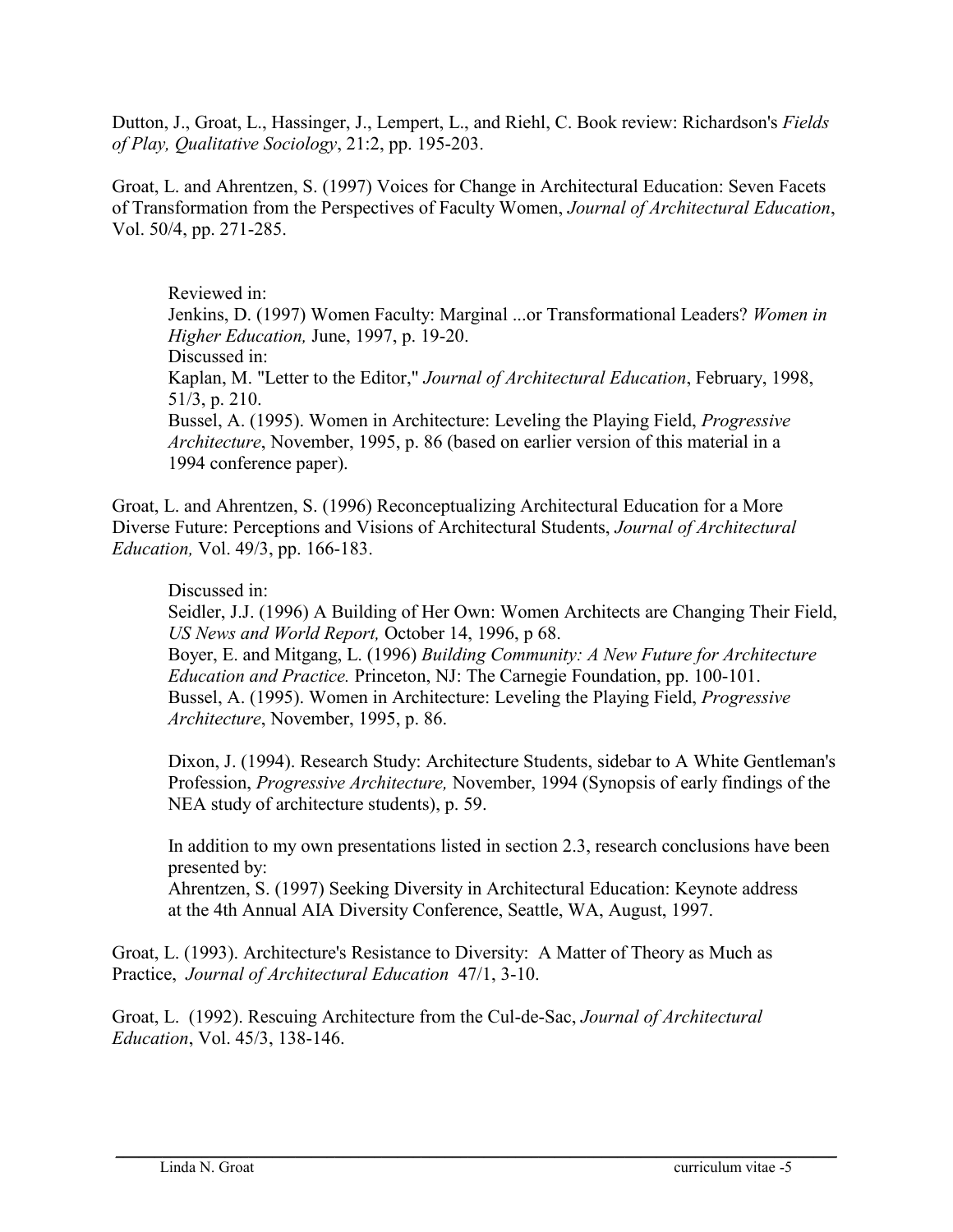Dutton, J., Groat, L., Hassinger, J., Lempert, L., and Riehl, C. Book review: Richardson's *Fields of Play, Qualitative Sociology*, 21:2, pp. 195-203.

Groat, L. and Ahrentzen, S. (1997) Voices for Change in Architectural Education: Seven Facets of Transformation from the Perspectives of Faculty Women, *Journal of Architectural Education*, Vol. 50/4, pp. 271-285.

> Reviewed in:
> Jenkins, D. (1997) Women Faculty: Marginal ...or Transformational Leaders? *Women in Higher Education,* June, 1997, p. 19-20.
> Discussed in:
> Kaplan, M. "Letter to the Editor," *Journal of Architectural Education*, February, 1998, 51/3, p. 210.
> Bussel, A. (1995). Women in Architecture: Leveling the Playing Field, *Progressive Architecture*, November, 1995, p. 86 (based on earlier version of this material in a 1994 conference paper).

Groat, L. and Ahrentzen, S. (1996) Reconceptualizing Architectural Education for a More Diverse Future: Perceptions and Visions of Architectural Students, *Journal of Architectural Education,* Vol. 49/3, pp. 166-183.

> Discussed in:
> Seidler, J.J. (1996) A Building of Her Own: Women Architects are Changing Their Field, *US News and World Report,* October 14, 1996, p 68.
> Boyer, E. and Mitgang, L. (1996) *Building Community: A New Future for Architecture Education and Practice.* Princeton, NJ: The Carnegie Foundation, pp. 100-101.
> Bussel, A. (1995). Women in Architecture: Leveling the Playing Field, *Progressive Architecture*, November, 1995, p. 86.
>
> Dixon, J. (1994). Research Study: Architecture Students, sidebar to A White Gentleman's Profession, *Progressive Architecture,* November, 1994 (Synopsis of early findings of the NEA study of architecture students), p. 59.
>
> In addition to my own presentations listed in section 2.3, research conclusions have been presented by:
> Ahrentzen, S. (1997) Seeking Diversity in Architectural Education: Keynote address at the 4th Annual AIA Diversity Conference, Seattle, WA, August, 1997.

Groat, L. (1993). Architecture's Resistance to Diversity: A Matter of Theory as Much as Practice, *Journal of Architectural Education* 47/1, 3-10.

Groat, L. (1992). Rescuing Architecture from the Cul-de-Sac, *Journal of Architectural Education*, Vol. 45/3, 138-146.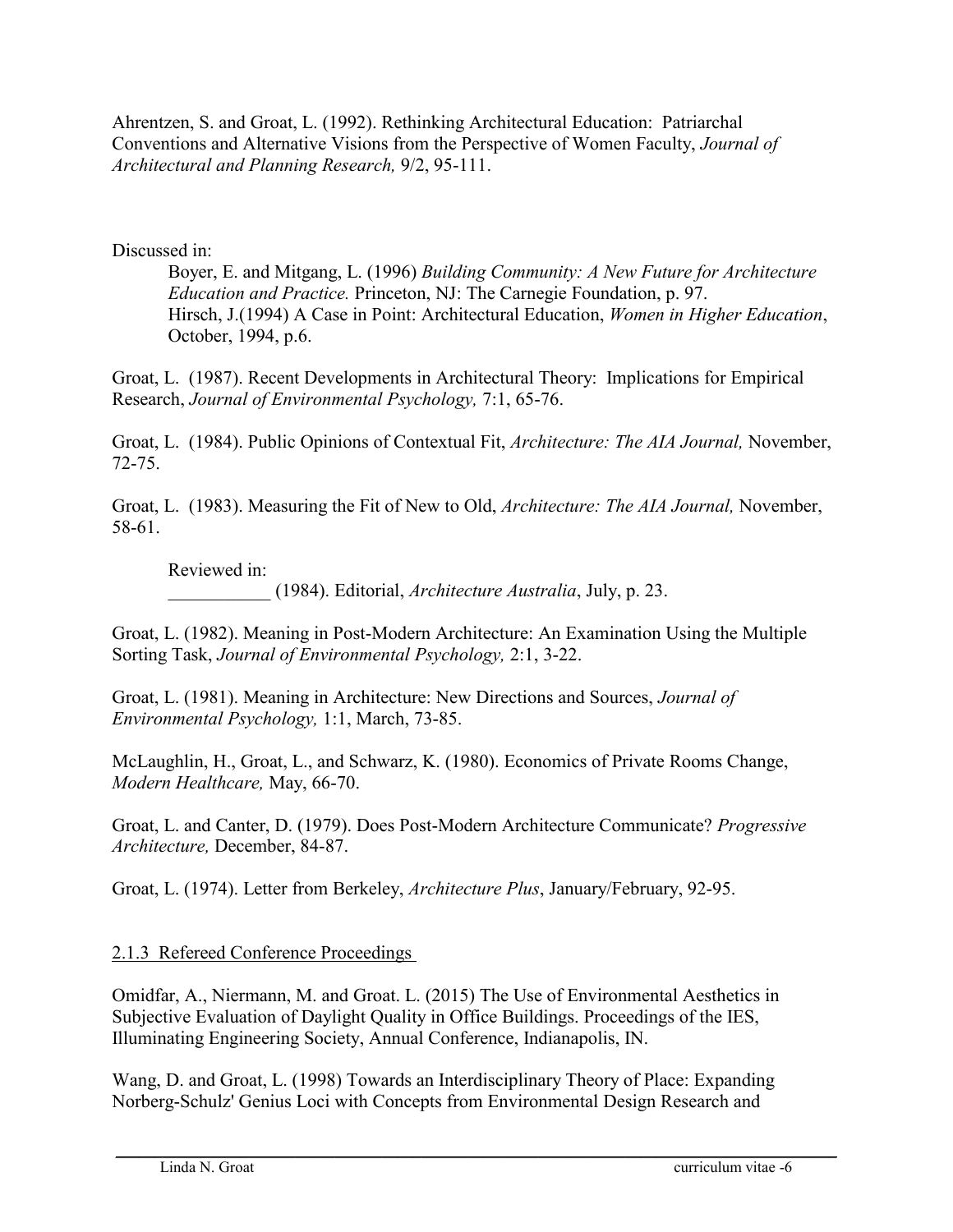Ahrentzen, S. and Groat, L. (1992). Rethinking Architectural Education: Patriarchal Conventions and Alternative Visions from the Perspective of Women Faculty, *Journal of Architectural and Planning Research,* 9/2, 95-111.

Discussed in:

> Boyer, E. and Mitgang, L. (1996) *Building Community: A New Future for Architecture Education and Practice.* Princeton, NJ: The Carnegie Foundation, p. 97.
> Hirsch, J.(1994) A Case in Point: Architectural Education, *Women in Higher Education*, October, 1994, p.6.

Groat, L. (1987). Recent Developments in Architectural Theory: Implications for Empirical Research, *Journal of Environmental Psychology,* 7:1, 65-76.

Groat, L. (1984). Public Opinions of Contextual Fit, *Architecture: The AIA Journal,* November, 72-75.

Groat, L. (1983). Measuring the Fit of New to Old, *Architecture: The AIA Journal,* November, 58-61.

> Reviewed in:
> ___________ (1984). Editorial, *Architecture Australia*, July, p. 23.

Groat, L. (1982). Meaning in Post-Modern Architecture: An Examination Using the Multiple Sorting Task, *Journal of Environmental Psychology,* 2:1, 3-22.

Groat, L. (1981). Meaning in Architecture: New Directions and Sources, *Journal of Environmental Psychology,* 1:1, March, 73-85.

McLaughlin, H., Groat, L., and Schwarz, K. (1980). Economics of Private Rooms Change, *Modern Healthcare,* May, 66-70.

Groat, L. and Canter, D. (1979). Does Post-Modern Architecture Communicate? *Progressive Architecture,* December, 84-87.

Groat, L. (1974). Letter from Berkeley, *Architecture Plus*, January/February, 92-95.

### 2.1.3 Refereed Conference Proceedings

Omidfar, A., Niermann, M. and Groat. L. (2015) The Use of Environmental Aesthetics in Subjective Evaluation of Daylight Quality in Office Buildings. Proceedings of the IES, Illuminating Engineering Society, Annual Conference, Indianapolis, IN.

Wang, D. and Groat, L. (1998) Towards an Interdisciplinary Theory of Place: Expanding Norberg-Schulz' Genius Loci with Concepts from Environmental Design Research and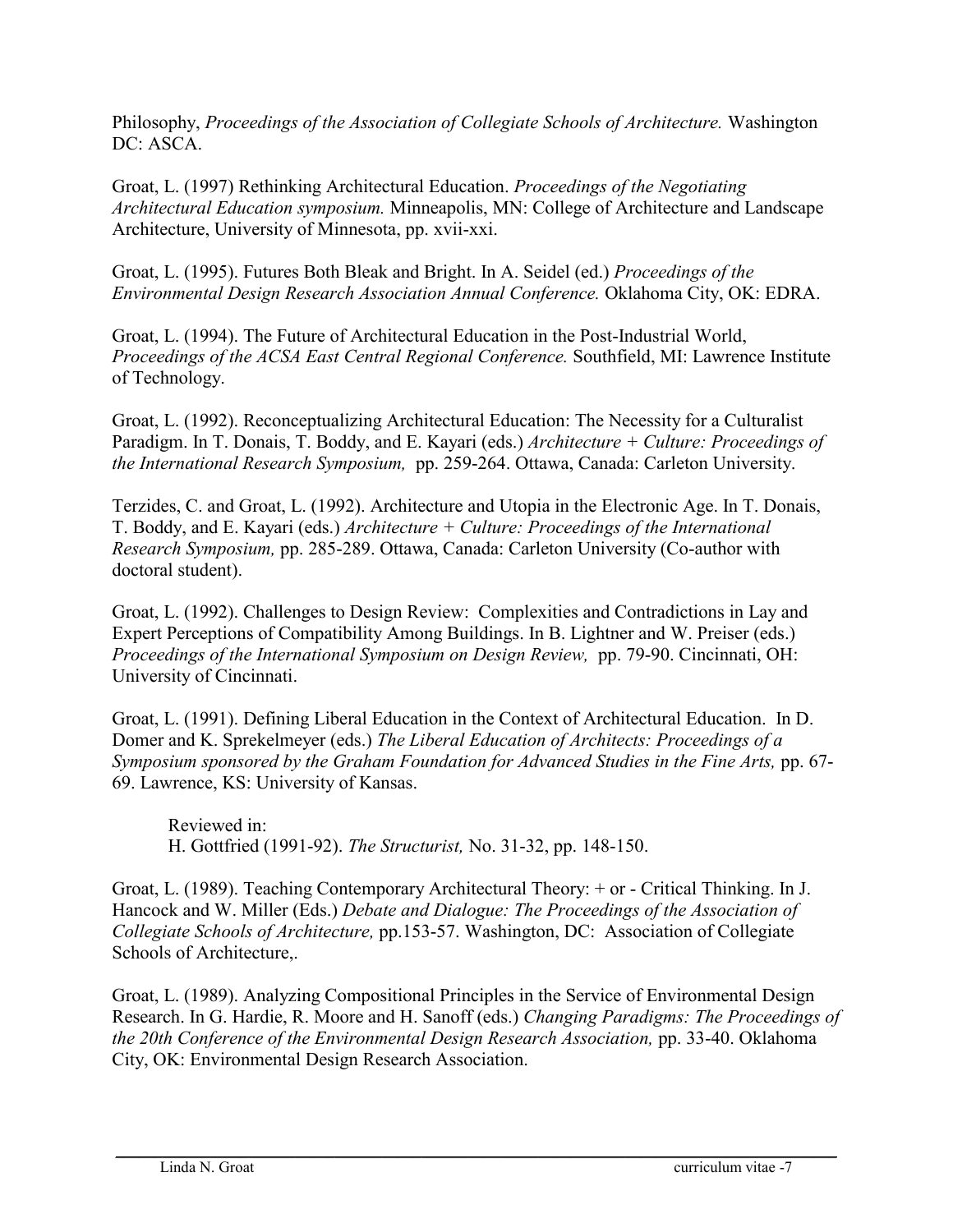Philosophy, *Proceedings of the Association of Collegiate Schools of Architecture.* Washington DC: ASCA.

Groat, L. (1997) Rethinking Architectural Education. *Proceedings of the Negotiating Architectural Education symposium.* Minneapolis, MN: College of Architecture and Landscape Architecture, University of Minnesota, pp. xvii-xxi.

Groat, L. (1995). Futures Both Bleak and Bright. In A. Seidel (ed.) *Proceedings of the Environmental Design Research Association Annual Conference.* Oklahoma City, OK: EDRA.

Groat, L. (1994). The Future of Architectural Education in the Post-Industrial World, *Proceedings of the ACSA East Central Regional Conference.* Southfield, MI: Lawrence Institute of Technology.

Groat, L. (1992). Reconceptualizing Architectural Education: The Necessity for a Culturalist Paradigm. In T. Donais, T. Boddy, and E. Kayari (eds.) *Architecture + Culture: Proceedings of the International Research Symposium,* pp. 259-264. Ottawa, Canada: Carleton University.

Terzides, C. and Groat, L. (1992). Architecture and Utopia in the Electronic Age. In T. Donais, T. Boddy, and E. Kayari (eds.) *Architecture + Culture: Proceedings of the International Research Symposium,* pp. 285-289. Ottawa, Canada: Carleton University (Co-author with doctoral student).

Groat, L. (1992). Challenges to Design Review: Complexities and Contradictions in Lay and Expert Perceptions of Compatibility Among Buildings. In B. Lightner and W. Preiser (eds.) *Proceedings of the International Symposium on Design Review,* pp. 79-90. Cincinnati, OH: University of Cincinnati.

Groat, L. (1991). Defining Liberal Education in the Context of Architectural Education. In D. Domer and K. Sprekelmeyer (eds.) *The Liberal Education of Architects: Proceedings of a Symposium sponsored by the Graham Foundation for Advanced Studies in the Fine Arts,* pp. 67-69. Lawrence, KS: University of Kansas.

> Reviewed in:
> H. Gottfried (1991-92). *The Structurist,* No. 31-32, pp. 148-150.

Groat, L. (1989). Teaching Contemporary Architectural Theory: + or - Critical Thinking. In J. Hancock and W. Miller (Eds.) *Debate and Dialogue: The Proceedings of the Association of Collegiate Schools of Architecture,* pp.153-57. Washington, DC: Association of Collegiate Schools of Architecture,.

Groat, L. (1989). Analyzing Compositional Principles in the Service of Environmental Design Research. In G. Hardie, R. Moore and H. Sanoff (eds.) *Changing Paradigms: The Proceedings of the 20th Conference of the Environmental Design Research Association,* pp. 33-40. Oklahoma City, OK: Environmental Design Research Association.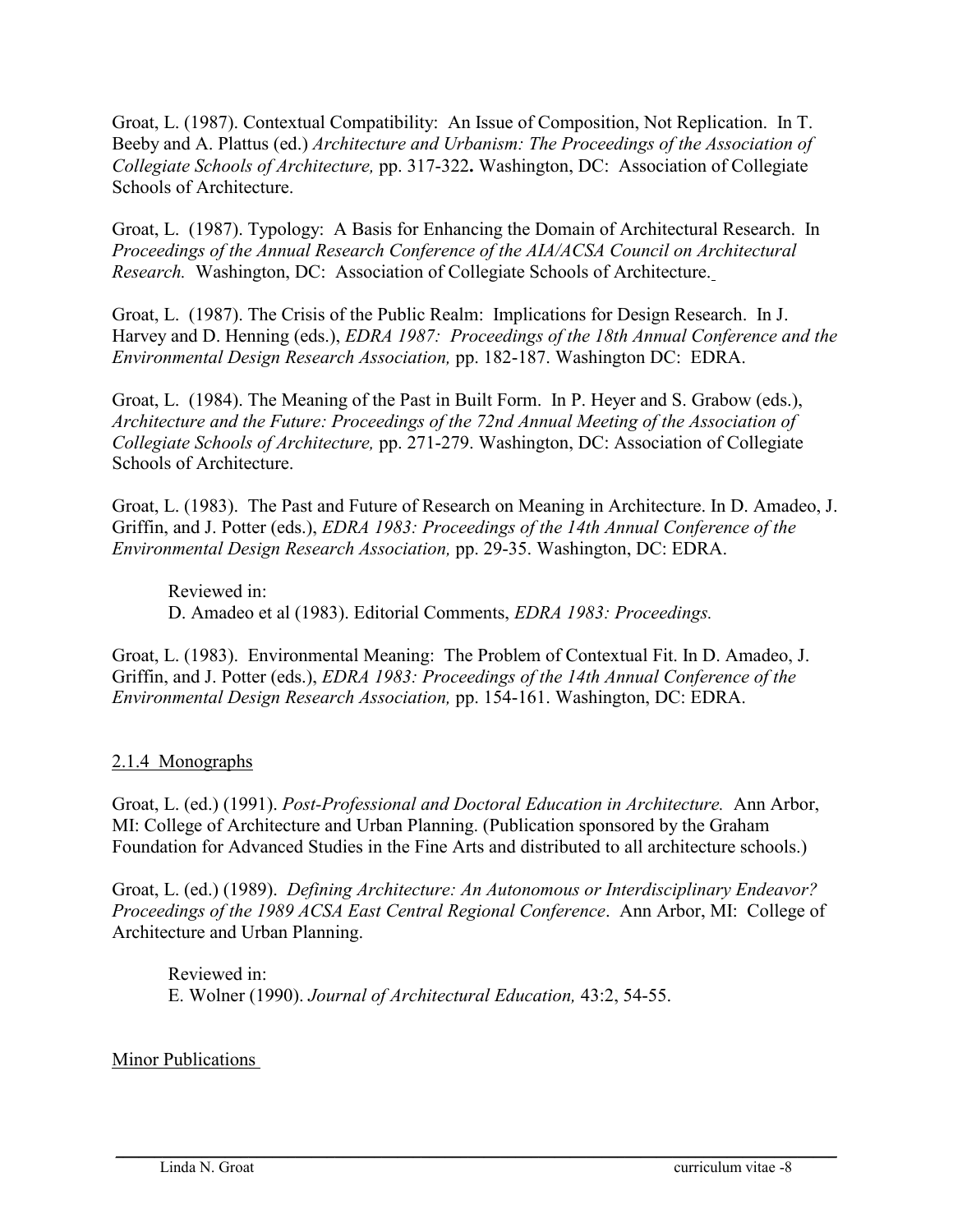Groat, L. (1987). Contextual Compatibility: An Issue of Composition, Not Replication. In T. Beeby and A. Plattus (ed.) *Architecture and Urbanism: The Proceedings of the Association of Collegiate Schools of Architecture,* pp. 317-322**.** Washington, DC: Association of Collegiate Schools of Architecture.

Groat, L. (1987). Typology: A Basis for Enhancing the Domain of Architectural Research. In *Proceedings of the Annual Research Conference of the AIA/ACSA Council on Architectural Research.* Washington, DC: Association of Collegiate Schools of Architecture.

Groat, L. (1987). The Crisis of the Public Realm: Implications for Design Research. In J. Harvey and D. Henning (eds.), *EDRA 1987: Proceedings of the 18th Annual Conference and the Environmental Design Research Association,* pp. 182-187. Washington DC: EDRA.

Groat, L. (1984). The Meaning of the Past in Built Form. In P. Heyer and S. Grabow (eds.), *Architecture and the Future: Proceedings of the 72nd Annual Meeting of the Association of Collegiate Schools of Architecture,* pp. 271-279. Washington, DC: Association of Collegiate Schools of Architecture.

Groat, L. (1983). The Past and Future of Research on Meaning in Architecture. In D. Amadeo, J. Griffin, and J. Potter (eds.), *EDRA 1983: Proceedings of the 14th Annual Conference of the Environmental Design Research Association,* pp. 29-35. Washington, DC: EDRA.

> Reviewed in:
> D. Amadeo et al (1983). Editorial Comments, *EDRA 1983: Proceedings.*

Groat, L. (1983). Environmental Meaning: The Problem of Contextual Fit. In D. Amadeo, J. Griffin, and J. Potter (eds.), *EDRA 1983: Proceedings of the 14th Annual Conference of the Environmental Design Research Association,* pp. 154-161. Washington, DC: EDRA.

2.1.4 Monographs

Groat, L. (ed.) (1991). *Post-Professional and Doctoral Education in Architecture.* Ann Arbor, MI: College of Architecture and Urban Planning. (Publication sponsored by the Graham Foundation for Advanced Studies in the Fine Arts and distributed to all architecture schools.)

Groat, L. (ed.) (1989). *Defining Architecture: An Autonomous or Interdisciplinary Endeavor? Proceedings of the 1989 ACSA East Central Regional Conference*. Ann Arbor, MI: College of Architecture and Urban Planning.

> Reviewed in:
> E. Wolner (1990). *Journal of Architectural Education,* 43:2, 54-55.

Minor Publications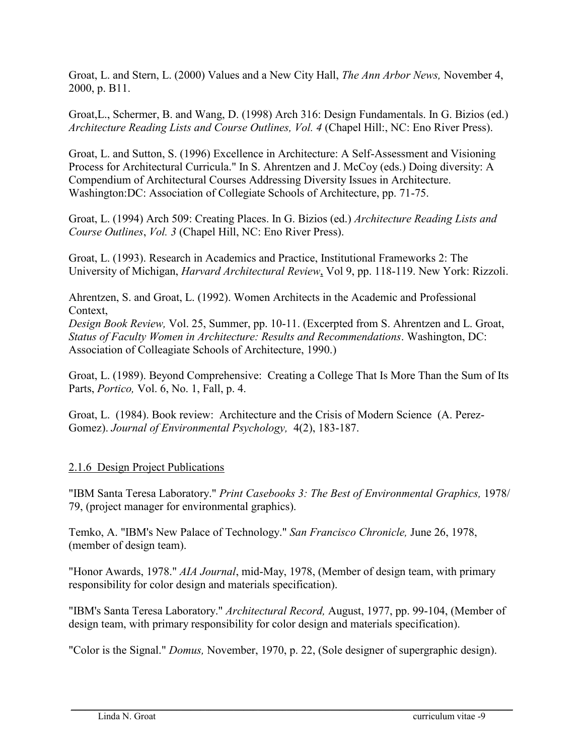Groat, L. and Stern, L. (2000) Values and a New City Hall, *The Ann Arbor News,* November 4, 2000, p. B11.

Groat,L., Schermer, B. and Wang, D. (1998) Arch 316: Design Fundamentals. In G. Bizios (ed.) *Architecture Reading Lists and Course Outlines, Vol. 4* (Chapel Hill:, NC: Eno River Press).

Groat, L. and Sutton, S. (1996) Excellence in Architecture: A Self-Assessment and Visioning Process for Architectural Curricula." In S. Ahrentzen and J. McCoy (eds.) Doing diversity: A Compendium of Architectural Courses Addressing Diversity Issues in Architecture. Washington:DC: Association of Collegiate Schools of Architecture, pp. 71-75.

Groat, L. (1994) Arch 509: Creating Places. In G. Bizios (ed.) *Architecture Reading Lists and Course Outlines*, *Vol. 3* (Chapel Hill, NC: Eno River Press).

Groat, L. (1993). Research in Academics and Practice, Institutional Frameworks 2: The University of Michigan, *Harvard Architectural Review*, Vol 9, pp. 118-119. New York: Rizzoli.

Ahrentzen, S. and Groat, L. (1992). Women Architects in the Academic and Professional Context,
*Design Book Review,* Vol. 25, Summer, pp. 10-11. (Excerpted from S. Ahrentzen and L. Groat, *Status of Faculty Women in Architecture: Results and Recommendations*. Washington, DC: Association of Colleagiate Schools of Architecture, 1990.)

Groat, L. (1989). Beyond Comprehensive: Creating a College That Is More Than the Sum of Its Parts, *Portico,* Vol. 6, No. 1, Fall, p. 4.

Groat, L. (1984). Book review: Architecture and the Crisis of Modern Science (A. Perez-Gomez). *Journal of Environmental Psychology,* 4(2), 183-187.

2.1.6 Design Project Publications

"IBM Santa Teresa Laboratory." *Print Casebooks 3: The Best of Environmental Graphics,* 1978/79, (project manager for environmental graphics).

Temko, A. "IBM's New Palace of Technology." *San Francisco Chronicle,* June 26, 1978, (member of design team).

"Honor Awards, 1978." *AIA Journal*, mid-May, 1978, (Member of design team, with primary responsibility for color design and materials specification).

"IBM's Santa Teresa Laboratory." *Architectural Record,* August, 1977, pp. 99-104, (Member of design team, with primary responsibility for color design and materials specification).

"Color is the Signal." *Domus,* November, 1970, p. 22, (Sole designer of supergraphic design).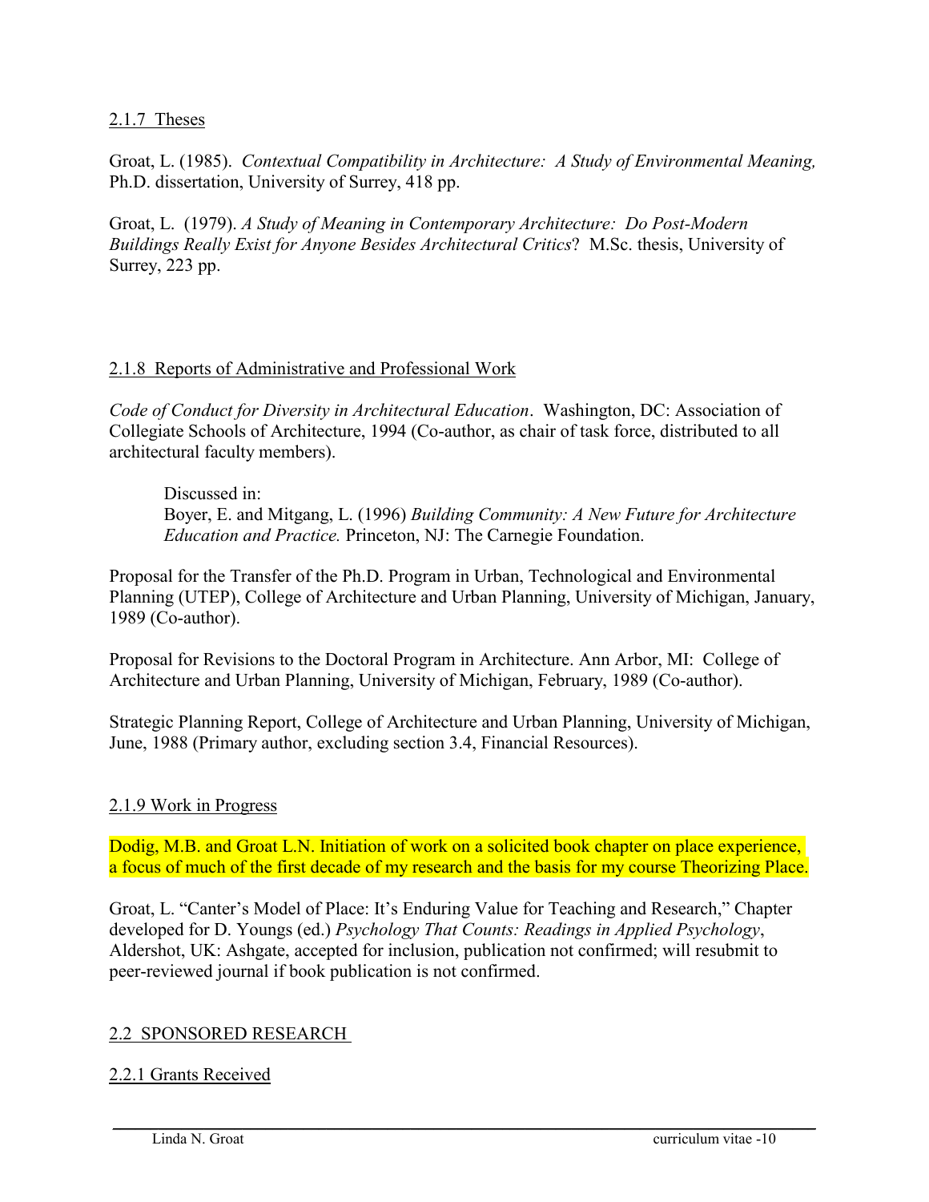2.1.7 Theses

Groat, L. (1985). *Contextual Compatibility in Architecture: A Study of Environmental Meaning,* Ph.D. dissertation, University of Surrey, 418 pp.

Groat, L. (1979). *A Study of Meaning in Contemporary Architecture: Do Post-Modern Buildings Really Exist for Anyone Besides Architectural Critics*? M.Sc. thesis, University of Surrey, 223 pp.

2.1.8 Reports of Administrative and Professional Work

*Code of Conduct for Diversity in Architectural Education*. Washington, DC: Association of Collegiate Schools of Architecture, 1994 (Co-author, as chair of task force, distributed to all architectural faculty members).

> Discussed in:
> Boyer, E. and Mitgang, L. (1996) *Building Community: A New Future for Architecture Education and Practice.* Princeton, NJ: The Carnegie Foundation.

Proposal for the Transfer of the Ph.D. Program in Urban, Technological and Environmental Planning (UTEP), College of Architecture and Urban Planning, University of Michigan, January, 1989 (Co-author).

Proposal for Revisions to the Doctoral Program in Architecture. Ann Arbor, MI: College of Architecture and Urban Planning, University of Michigan, February, 1989 (Co-author).

Strategic Planning Report, College of Architecture and Urban Planning, University of Michigan, June, 1988 (Primary author, excluding section 3.4, Financial Resources).

2.1.9 Work in Progress

Dodig, M.B. and Groat L.N. Initiation of work on a solicited book chapter on place experience, a focus of much of the first decade of my research and the basis for my course Theorizing Place.

Groat, L. "Canter's Model of Place: It's Enduring Value for Teaching and Research," Chapter developed for D. Youngs (ed.) *Psychology That Counts: Readings in Applied Psychology*, Aldershot, UK: Ashgate, accepted for inclusion, publication not confirmed; will resubmit to peer-reviewed journal if book publication is not confirmed.

2.2 SPONSORED RESEARCH

2.2.1 Grants Received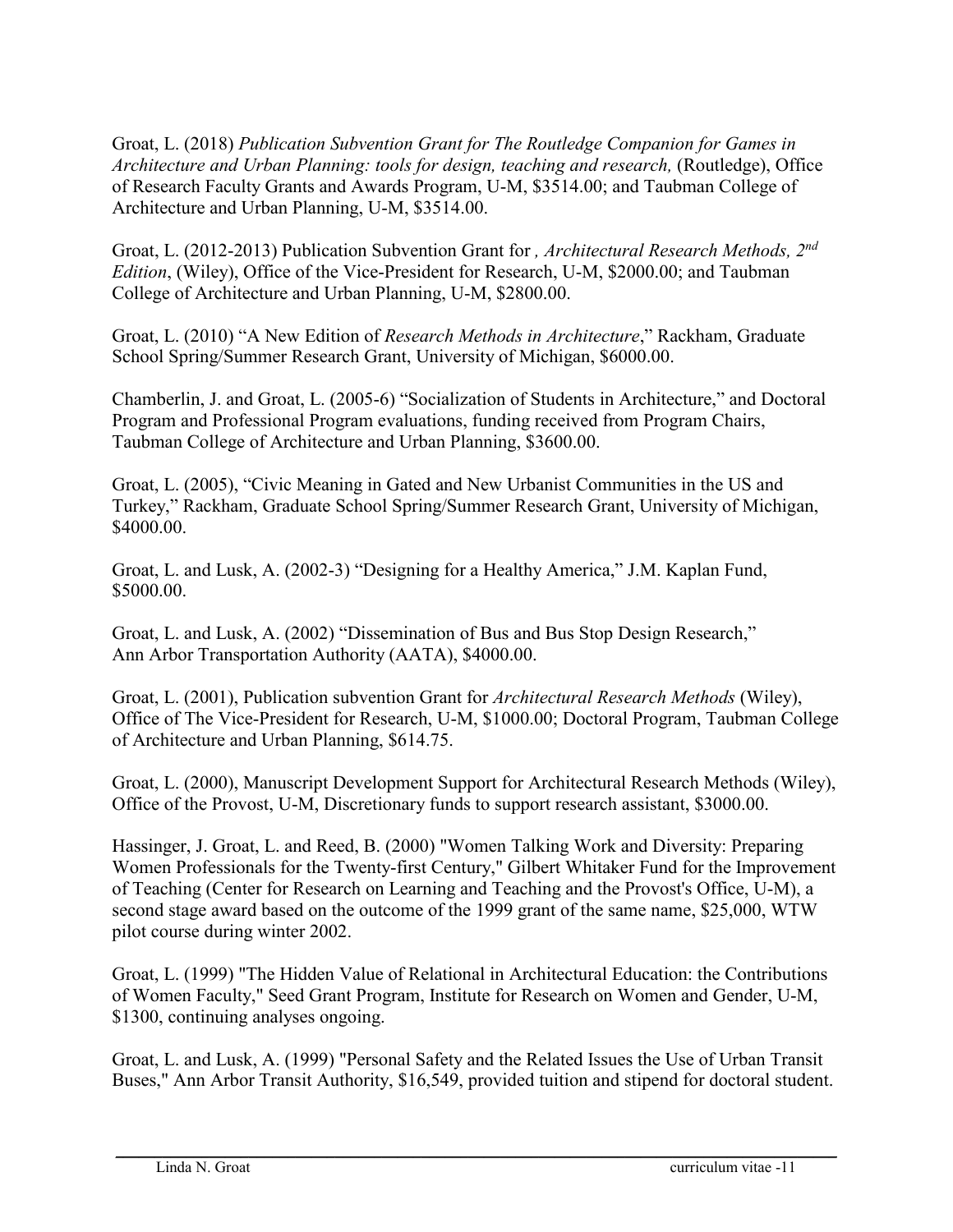Groat, L. (2018) *Publication Subvention Grant for The Routledge Companion for Games in Architecture and Urban Planning: tools for design, teaching and research,* (Routledge), Office of Research Faculty Grants and Awards Program, U-M, $3514.00; and Taubman College of Architecture and Urban Planning, U-M, $3514.00.

Groat, L. (2012-2013) Publication Subvention Grant for *, Architectural Research Methods, 2nd Edition*, (Wiley), Office of the Vice-President for Research, U-M, $2000.00; and Taubman College of Architecture and Urban Planning, U-M, $2800.00.

Groat, L. (2010) "A New Edition of *Research Methods in Architecture*," Rackham, Graduate School Spring/Summer Research Grant, University of Michigan, $6000.00.

Chamberlin, J. and Groat, L. (2005-6) "Socialization of Students in Architecture," and Doctoral Program and Professional Program evaluations, funding received from Program Chairs, Taubman College of Architecture and Urban Planning, $3600.00.

Groat, L. (2005), "Civic Meaning in Gated and New Urbanist Communities in the US and Turkey," Rackham, Graduate School Spring/Summer Research Grant, University of Michigan, $4000.00.

Groat, L. and Lusk, A. (2002-3) "Designing for a Healthy America," J.M. Kaplan Fund, $5000.00.

Groat, L. and Lusk, A. (2002) "Dissemination of Bus and Bus Stop Design Research," Ann Arbor Transportation Authority (AATA), $4000.00.

Groat, L. (2001), Publication subvention Grant for *Architectural Research Methods* (Wiley), Office of The Vice-President for Research, U-M, $1000.00; Doctoral Program, Taubman College of Architecture and Urban Planning, $614.75.

Groat, L. (2000), Manuscript Development Support for Architectural Research Methods (Wiley), Office of the Provost, U-M, Discretionary funds to support research assistant, $3000.00.

Hassinger, J. Groat, L. and Reed, B. (2000) "Women Talking Work and Diversity: Preparing Women Professionals for the Twenty-first Century," Gilbert Whitaker Fund for the Improvement of Teaching (Center for Research on Learning and Teaching and the Provost's Office, U-M), a second stage award based on the outcome of the 1999 grant of the same name, $25,000, WTW pilot course during winter 2002.

Groat, L. (1999) "The Hidden Value of Relational in Architectural Education: the Contributions of Women Faculty," Seed Grant Program, Institute for Research on Women and Gender, U-M, $1300, continuing analyses ongoing.

Groat, L. and Lusk, A. (1999) "Personal Safety and the Related Issues the Use of Urban Transit Buses," Ann Arbor Transit Authority, $16,549, provided tuition and stipend for doctoral student.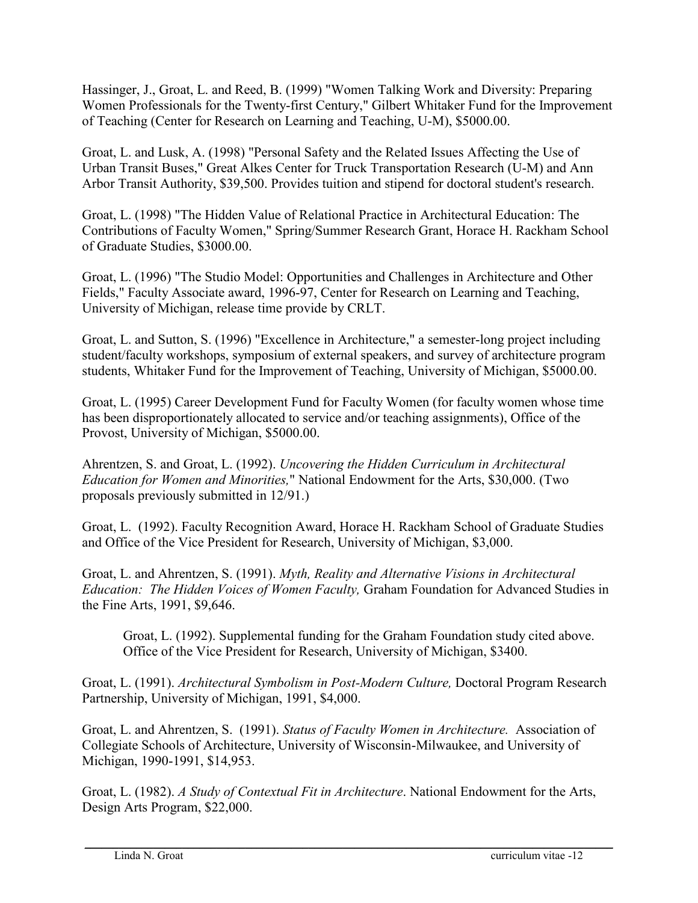Hassinger, J., Groat, L. and Reed, B. (1999) "Women Talking Work and Diversity: Preparing Women Professionals for the Twenty-first Century," Gilbert Whitaker Fund for the Improvement of Teaching (Center for Research on Learning and Teaching, U-M), $5000.00.

Groat, L. and Lusk, A. (1998) "Personal Safety and the Related Issues Affecting the Use of Urban Transit Buses," Great Alkes Center for Truck Transportation Research (U-M) and Ann Arbor Transit Authority, $39,500. Provides tuition and stipend for doctoral student's research.

Groat, L. (1998) "The Hidden Value of Relational Practice in Architectural Education: The Contributions of Faculty Women," Spring/Summer Research Grant, Horace H. Rackham School of Graduate Studies, $3000.00.

Groat, L. (1996) "The Studio Model: Opportunities and Challenges in Architecture and Other Fields," Faculty Associate award, 1996-97, Center for Research on Learning and Teaching, University of Michigan, release time provide by CRLT.

Groat, L. and Sutton, S. (1996) "Excellence in Architecture," a semester-long project including student/faculty workshops, symposium of external speakers, and survey of architecture program students, Whitaker Fund for the Improvement of Teaching, University of Michigan, $5000.00.

Groat, L. (1995) Career Development Fund for Faculty Women (for faculty women whose time has been disproportionately allocated to service and/or teaching assignments), Office of the Provost, University of Michigan, $5000.00.

Ahrentzen, S. and Groat, L. (1992). *Uncovering the Hidden Curriculum in Architectural Education for Women and Minorities,*" National Endowment for the Arts, $30,000. (Two proposals previously submitted in 12/91.)

Groat, L. (1992). Faculty Recognition Award, Horace H. Rackham School of Graduate Studies and Office of the Vice President for Research, University of Michigan, $3,000.

Groat, L. and Ahrentzen, S. (1991). *Myth, Reality and Alternative Visions in Architectural Education: The Hidden Voices of Women Faculty,* Graham Foundation for Advanced Studies in the Fine Arts, 1991, $9,646.

> Groat, L. (1992). Supplemental funding for the Graham Foundation study cited above. Office of the Vice President for Research, University of Michigan, $3400.

Groat, L. (1991). *Architectural Symbolism in Post-Modern Culture,* Doctoral Program Research Partnership, University of Michigan, 1991, $4,000.

Groat, L. and Ahrentzen, S. (1991). *Status of Faculty Women in Architecture.* Association of Collegiate Schools of Architecture, University of Wisconsin-Milwaukee, and University of Michigan, 1990-1991, $14,953.

Groat, L. (1982). *A Study of Contextual Fit in Architecture*. National Endowment for the Arts, Design Arts Program, $22,000.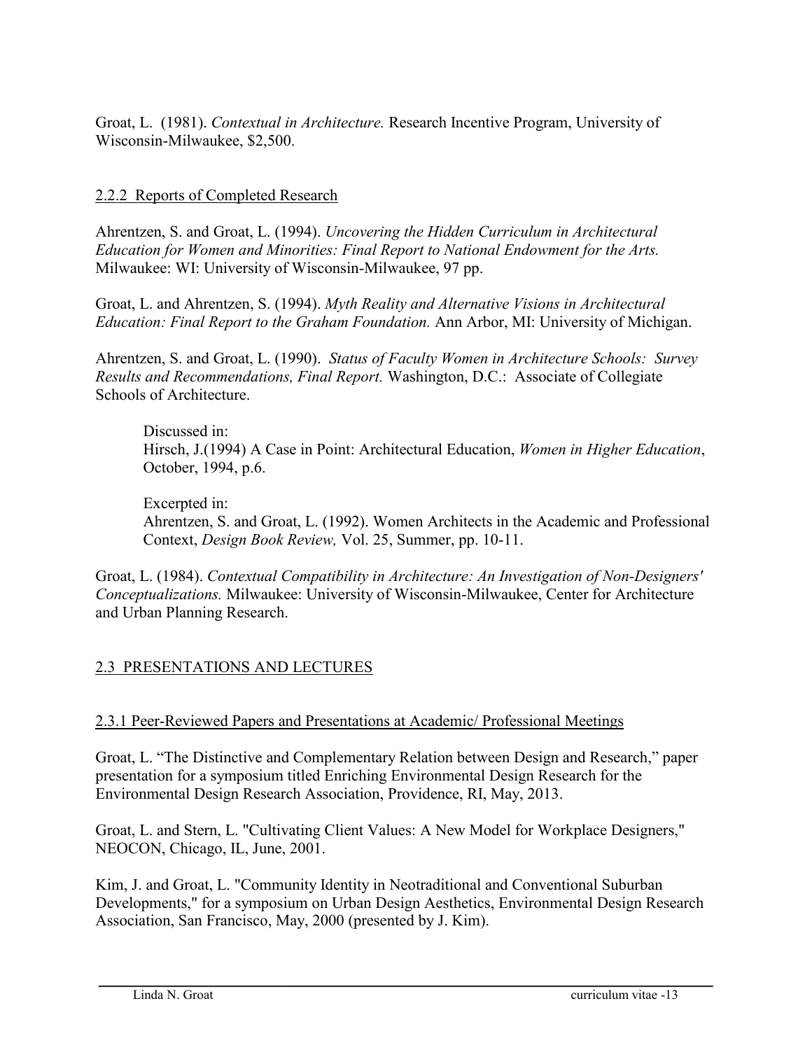Groat, L. (1981). *Contextual in Architecture.* Research Incentive Program, University of Wisconsin-Milwaukee, $2,500.

### 2.2.2 Reports of Completed Research

Ahrentzen, S. and Groat, L. (1994). *Uncovering the Hidden Curriculum in Architectural Education for Women and Minorities: Final Report to National Endowment for the Arts.* Milwaukee: WI: University of Wisconsin-Milwaukee, 97 pp.

Groat, L. and Ahrentzen, S. (1994). *Myth Reality and Alternative Visions in Architectural Education: Final Report to the Graham Foundation.* Ann Arbor, MI: University of Michigan.

Ahrentzen, S. and Groat, L. (1990). *Status of Faculty Women in Architecture Schools: Survey Results and Recommendations, Final Report.* Washington, D.C.: Associate of Collegiate Schools of Architecture.

> Discussed in:
> Hirsch, J.(1994) A Case in Point: Architectural Education, *Women in Higher Education*, October, 1994, p.6.
>
> Excerpted in:
> Ahrentzen, S. and Groat, L. (1992). Women Architects in the Academic and Professional Context, *Design Book Review,* Vol. 25, Summer, pp. 10-11.

Groat, L. (1984). *Contextual Compatibility in Architecture: An Investigation of Non-Designers' Conceptualizations.* Milwaukee: University of Wisconsin-Milwaukee, Center for Architecture and Urban Planning Research.

## 2.3 PRESENTATIONS AND LECTURES

### 2.3.1 Peer-Reviewed Papers and Presentations at Academic/ Professional Meetings

Groat, L. "The Distinctive and Complementary Relation between Design and Research," paper presentation for a symposium titled Enriching Environmental Design Research for the Environmental Design Research Association, Providence, RI, May, 2013.

Groat, L. and Stern, L. "Cultivating Client Values: A New Model for Workplace Designers," NEOCON, Chicago, IL, June, 2001.

Kim, J. and Groat, L. "Community Identity in Neotraditional and Conventional Suburban Developments," for a symposium on Urban Design Aesthetics, Environmental Design Research Association, San Francisco, May, 2000 (presented by J. Kim).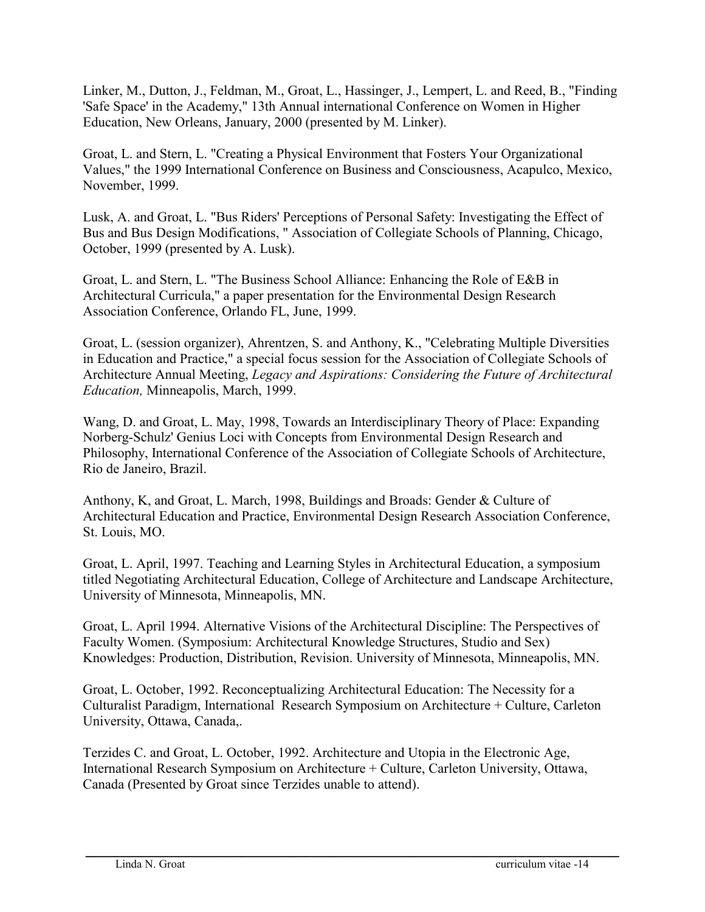Linker, M., Dutton, J., Feldman, M., Groat, L., Hassinger, J., Lempert, L. and Reed, B., "Finding 'Safe Space' in the Academy," 13th Annual international Conference on Women in Higher Education, New Orleans, January, 2000 (presented by M. Linker).

Groat, L. and Stern, L. "Creating a Physical Environment that Fosters Your Organizational Values," the 1999 International Conference on Business and Consciousness, Acapulco, Mexico, November, 1999.

Lusk, A. and Groat, L. "Bus Riders' Perceptions of Personal Safety: Investigating the Effect of Bus and Bus Design Modifications, " Association of Collegiate Schools of Planning, Chicago, October, 1999 (presented by A. Lusk).

Groat, L. and Stern, L. "The Business School Alliance: Enhancing the Role of E&B in Architectural Curricula," a paper presentation for the Environmental Design Research Association Conference, Orlando FL, June, 1999.

Groat, L. (session organizer), Ahrentzen, S. and Anthony, K., "Celebrating Multiple Diversities in Education and Practice," a special focus session for the Association of Collegiate Schools of Architecture Annual Meeting, *Legacy and Aspirations: Considering the Future of Architectural Education,* Minneapolis, March, 1999.

Wang, D. and Groat, L. May, 1998, Towards an Interdisciplinary Theory of Place: Expanding Norberg-Schulz' Genius Loci with Concepts from Environmental Design Research and Philosophy, International Conference of the Association of Collegiate Schools of Architecture, Rio de Janeiro, Brazil.

Anthony, K, and Groat, L. March, 1998, Buildings and Broads: Gender & Culture of Architectural Education and Practice, Environmental Design Research Association Conference, St. Louis, MO.

Groat, L. April, 1997. Teaching and Learning Styles in Architectural Education, a symposium titled Negotiating Architectural Education, College of Architecture and Landscape Architecture, University of Minnesota, Minneapolis, MN.

Groat, L. April 1994. Alternative Visions of the Architectural Discipline: The Perspectives of Faculty Women. (Symposium: Architectural Knowledge Structures, Studio and Sex) Knowledges: Production, Distribution, Revision. University of Minnesota, Minneapolis, MN.

Groat, L. October, 1992. Reconceptualizing Architectural Education: The Necessity for a Culturalist Paradigm, International Research Symposium on Architecture + Culture, Carleton University, Ottawa, Canada,.

Terzides C. and Groat, L. October, 1992. Architecture and Utopia in the Electronic Age, International Research Symposium on Architecture + Culture, Carleton University, Ottawa, Canada (Presented by Groat since Terzides unable to attend).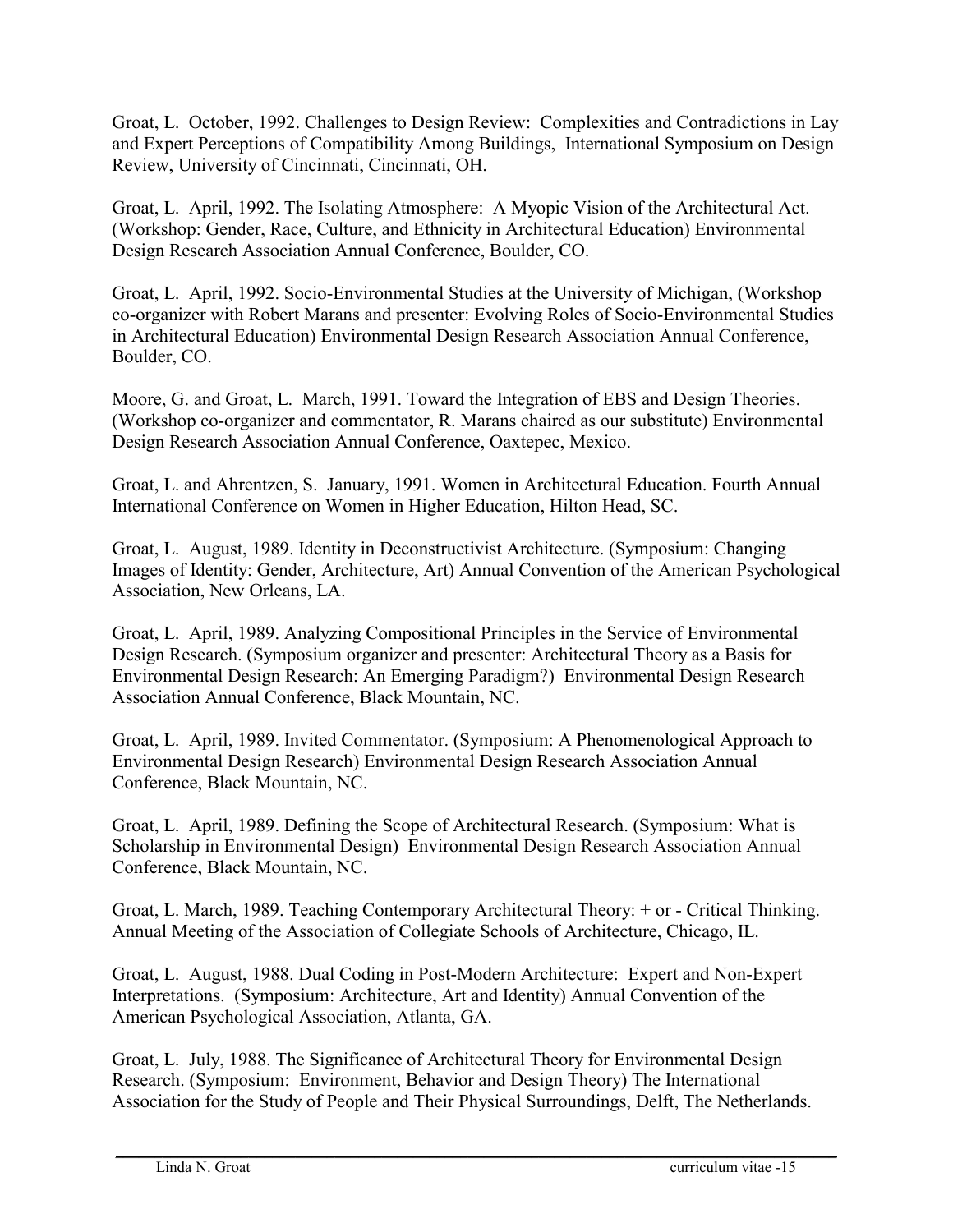Groat, L. October, 1992. Challenges to Design Review: Complexities and Contradictions in Lay and Expert Perceptions of Compatibility Among Buildings, International Symposium on Design Review, University of Cincinnati, Cincinnati, OH.

Groat, L. April, 1992. The Isolating Atmosphere: A Myopic Vision of the Architectural Act. (Workshop: Gender, Race, Culture, and Ethnicity in Architectural Education) Environmental Design Research Association Annual Conference, Boulder, CO.

Groat, L. April, 1992. Socio-Environmental Studies at the University of Michigan, (Workshop co-organizer with Robert Marans and presenter: Evolving Roles of Socio-Environmental Studies in Architectural Education) Environmental Design Research Association Annual Conference, Boulder, CO.

Moore, G. and Groat, L. March, 1991. Toward the Integration of EBS and Design Theories. (Workshop co-organizer and commentator, R. Marans chaired as our substitute) Environmental Design Research Association Annual Conference, Oaxtepec, Mexico.

Groat, L. and Ahrentzen, S. January, 1991. Women in Architectural Education. Fourth Annual International Conference on Women in Higher Education, Hilton Head, SC.

Groat, L. August, 1989. Identity in Deconstructivist Architecture. (Symposium: Changing Images of Identity: Gender, Architecture, Art) Annual Convention of the American Psychological Association, New Orleans, LA.

Groat, L. April, 1989. Analyzing Compositional Principles in the Service of Environmental Design Research. (Symposium organizer and presenter: Architectural Theory as a Basis for Environmental Design Research: An Emerging Paradigm?) Environmental Design Research Association Annual Conference, Black Mountain, NC.

Groat, L. April, 1989. Invited Commentator. (Symposium: A Phenomenological Approach to Environmental Design Research) Environmental Design Research Association Annual Conference, Black Mountain, NC.

Groat, L. April, 1989. Defining the Scope of Architectural Research. (Symposium: What is Scholarship in Environmental Design) Environmental Design Research Association Annual Conference, Black Mountain, NC.

Groat, L. March, 1989. Teaching Contemporary Architectural Theory: + or - Critical Thinking. Annual Meeting of the Association of Collegiate Schools of Architecture, Chicago, IL.

Groat, L. August, 1988. Dual Coding in Post-Modern Architecture: Expert and Non-Expert Interpretations. (Symposium: Architecture, Art and Identity) Annual Convention of the American Psychological Association, Atlanta, GA.

Groat, L. July, 1988. The Significance of Architectural Theory for Environmental Design Research. (Symposium: Environment, Behavior and Design Theory) The International Association for the Study of People and Their Physical Surroundings, Delft, The Netherlands.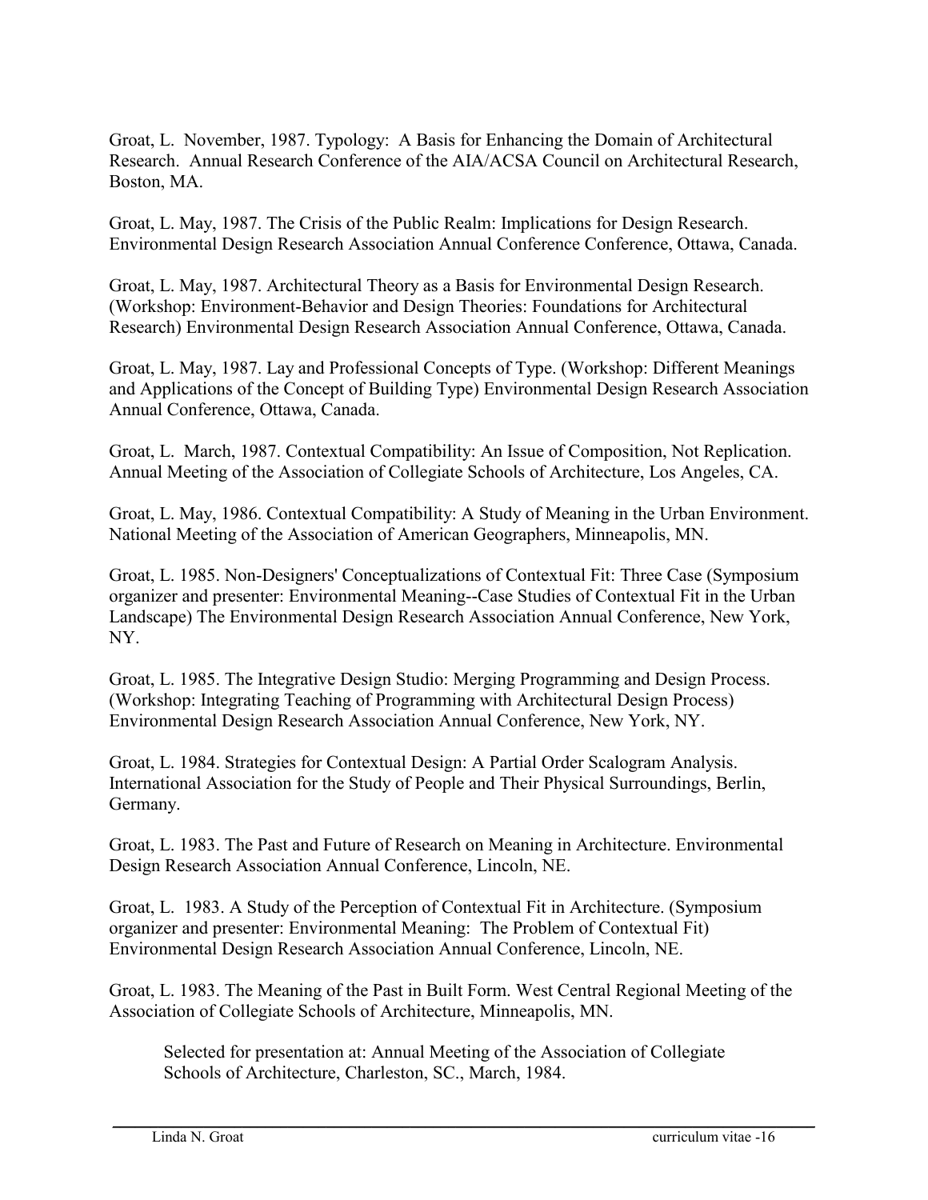Groat, L. November, 1987. Typology: A Basis for Enhancing the Domain of Architectural Research. Annual Research Conference of the AIA/ACSA Council on Architectural Research, Boston, MA.

Groat, L. May, 1987. The Crisis of the Public Realm: Implications for Design Research. Environmental Design Research Association Annual Conference Conference, Ottawa, Canada.

Groat, L. May, 1987. Architectural Theory as a Basis for Environmental Design Research. (Workshop: Environment-Behavior and Design Theories: Foundations for Architectural Research) Environmental Design Research Association Annual Conference, Ottawa, Canada.

Groat, L. May, 1987. Lay and Professional Concepts of Type. (Workshop: Different Meanings and Applications of the Concept of Building Type) Environmental Design Research Association Annual Conference, Ottawa, Canada.

Groat, L. March, 1987. Contextual Compatibility: An Issue of Composition, Not Replication. Annual Meeting of the Association of Collegiate Schools of Architecture, Los Angeles, CA.

Groat, L. May, 1986. Contextual Compatibility: A Study of Meaning in the Urban Environment. National Meeting of the Association of American Geographers, Minneapolis, MN.

Groat, L. 1985. Non-Designers' Conceptualizations of Contextual Fit: Three Case (Symposium organizer and presenter: Environmental Meaning--Case Studies of Contextual Fit in the Urban Landscape) The Environmental Design Research Association Annual Conference, New York, NY.

Groat, L. 1985. The Integrative Design Studio: Merging Programming and Design Process. (Workshop: Integrating Teaching of Programming with Architectural Design Process) Environmental Design Research Association Annual Conference, New York, NY.

Groat, L. 1984. Strategies for Contextual Design: A Partial Order Scalogram Analysis. International Association for the Study of People and Their Physical Surroundings, Berlin, Germany.

Groat, L. 1983. The Past and Future of Research on Meaning in Architecture. Environmental Design Research Association Annual Conference, Lincoln, NE.

Groat, L. 1983. A Study of the Perception of Contextual Fit in Architecture. (Symposium organizer and presenter: Environmental Meaning: The Problem of Contextual Fit) Environmental Design Research Association Annual Conference, Lincoln, NE.

Groat, L. 1983. The Meaning of the Past in Built Form. West Central Regional Meeting of the Association of Collegiate Schools of Architecture, Minneapolis, MN.

> Selected for presentation at: Annual Meeting of the Association of Collegiate Schools of Architecture, Charleston, SC., March, 1984.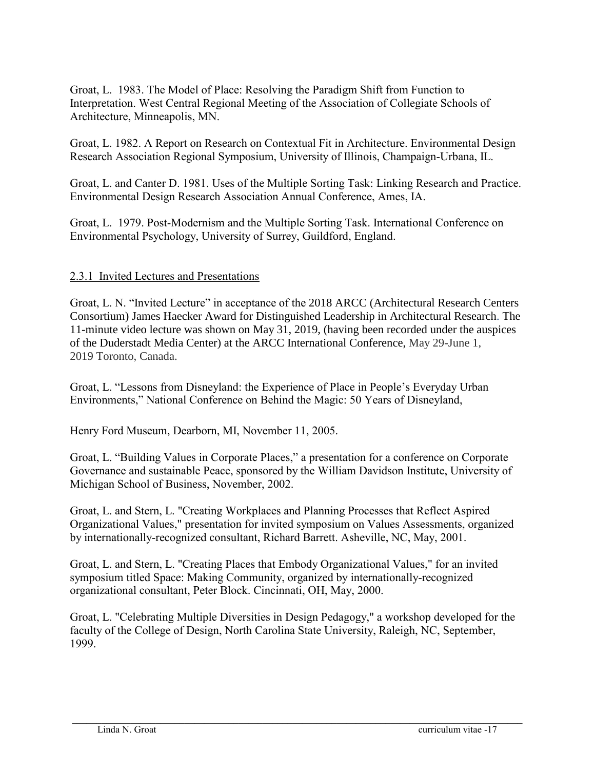Groat, L. 1983. The Model of Place: Resolving the Paradigm Shift from Function to Interpretation. West Central Regional Meeting of the Association of Collegiate Schools of Architecture, Minneapolis, MN.

Groat, L. 1982. A Report on Research on Contextual Fit in Architecture. Environmental Design Research Association Regional Symposium, University of Illinois, Champaign-Urbana, IL.

Groat, L. and Canter D. 1981. Uses of the Multiple Sorting Task: Linking Research and Practice. Environmental Design Research Association Annual Conference, Ames, IA.

Groat, L. 1979. Post-Modernism and the Multiple Sorting Task. International Conference on Environmental Psychology, University of Surrey, Guildford, England.

### 2.3.1 Invited Lectures and Presentations

Groat, L. N. "Invited Lecture" in acceptance of the 2018 ARCC (Architectural Research Centers Consortium) James Haecker Award for Distinguished Leadership in Architectural Research. The 11-minute video lecture was shown on May 31, 2019, (having been recorded under the auspices of the Duderstadt Media Center) at the ARCC International Conference, May 29-June 1, 2019 Toronto, Canada.

Groat, L. "Lessons from Disneyland: the Experience of Place in People's Everyday Urban Environments," National Conference on Behind the Magic: 50 Years of Disneyland,

Henry Ford Museum, Dearborn, MI, November 11, 2005.

Groat, L. "Building Values in Corporate Places," a presentation for a conference on Corporate Governance and sustainable Peace, sponsored by the William Davidson Institute, University of Michigan School of Business, November, 2002.

Groat, L. and Stern, L. "Creating Workplaces and Planning Processes that Reflect Aspired Organizational Values," presentation for invited symposium on Values Assessments, organized by internationally-recognized consultant, Richard Barrett. Asheville, NC, May, 2001.

Groat, L. and Stern, L. "Creating Places that Embody Organizational Values," for an invited symposium titled Space: Making Community, organized by internationally-recognized organizational consultant, Peter Block. Cincinnati, OH, May, 2000.

Groat, L. "Celebrating Multiple Diversities in Design Pedagogy," a workshop developed for the faculty of the College of Design, North Carolina State University, Raleigh, NC, September, 1999.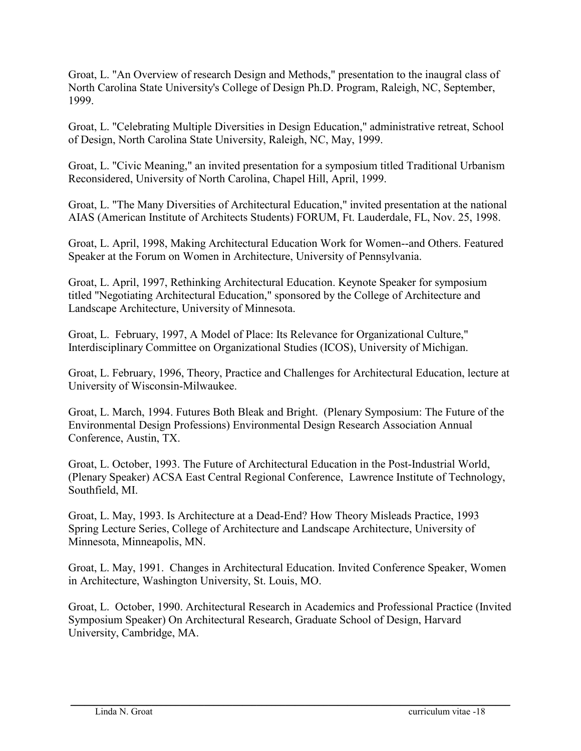Groat, L. "An Overview of research Design and Methods," presentation to the inaugral class of North Carolina State University's College of Design Ph.D. Program, Raleigh, NC, September, 1999.

Groat, L. "Celebrating Multiple Diversities in Design Education," administrative retreat, School of Design, North Carolina State University, Raleigh, NC, May, 1999.

Groat, L. "Civic Meaning," an invited presentation for a symposium titled Traditional Urbanism Reconsidered, University of North Carolina, Chapel Hill, April, 1999.

Groat, L. "The Many Diversities of Architectural Education," invited presentation at the national AIAS (American Institute of Architects Students) FORUM, Ft. Lauderdale, FL, Nov. 25, 1998.

Groat, L. April, 1998, Making Architectural Education Work for Women--and Others. Featured Speaker at the Forum on Women in Architecture, University of Pennsylvania.

Groat, L. April, 1997, Rethinking Architectural Education. Keynote Speaker for symposium titled "Negotiating Architectural Education," sponsored by the College of Architecture and Landscape Architecture, University of Minnesota.

Groat, L. February, 1997, A Model of Place: Its Relevance for Organizational Culture," Interdisciplinary Committee on Organizational Studies (ICOS), University of Michigan.

Groat, L. February, 1996, Theory, Practice and Challenges for Architectural Education, lecture at University of Wisconsin-Milwaukee.

Groat, L. March, 1994. Futures Both Bleak and Bright. (Plenary Symposium: The Future of the Environmental Design Professions) Environmental Design Research Association Annual Conference, Austin, TX.

Groat, L. October, 1993. The Future of Architectural Education in the Post-Industrial World, (Plenary Speaker) ACSA East Central Regional Conference, Lawrence Institute of Technology, Southfield, MI.

Groat, L. May, 1993. Is Architecture at a Dead-End? How Theory Misleads Practice, 1993 Spring Lecture Series, College of Architecture and Landscape Architecture, University of Minnesota, Minneapolis, MN.

Groat, L. May, 1991. Changes in Architectural Education. Invited Conference Speaker, Women in Architecture, Washington University, St. Louis, MO.

Groat, L. October, 1990. Architectural Research in Academics and Professional Practice (Invited Symposium Speaker) On Architectural Research, Graduate School of Design, Harvard University, Cambridge, MA.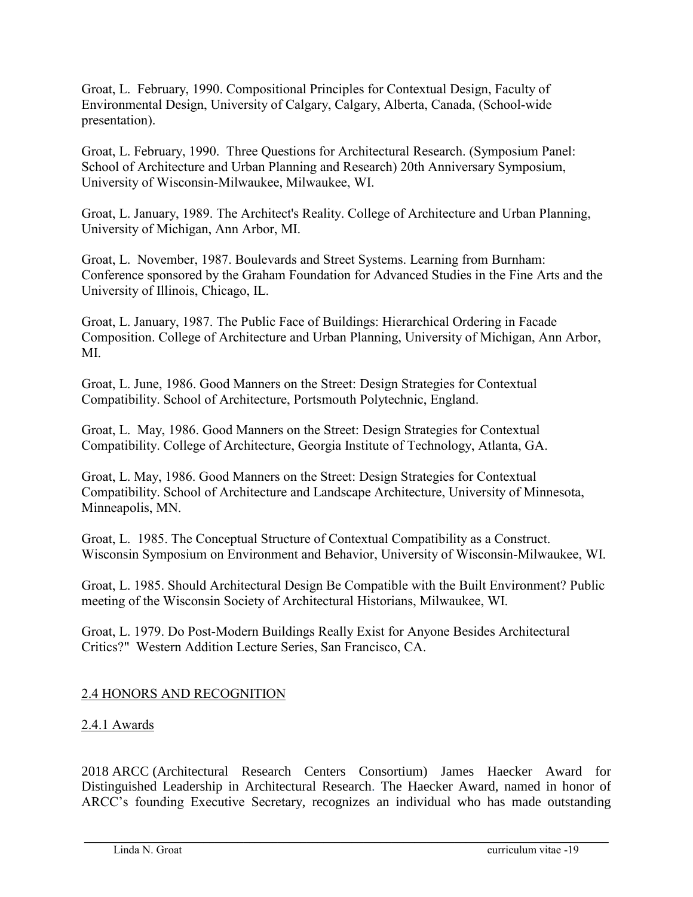Groat, L. February, 1990. Compositional Principles for Contextual Design, Faculty of Environmental Design, University of Calgary, Calgary, Alberta, Canada, (School-wide presentation).

Groat, L. February, 1990. Three Questions for Architectural Research. (Symposium Panel: School of Architecture and Urban Planning and Research) 20th Anniversary Symposium, University of Wisconsin-Milwaukee, Milwaukee, WI.

Groat, L. January, 1989. The Architect's Reality. College of Architecture and Urban Planning, University of Michigan, Ann Arbor, MI.

Groat, L. November, 1987. Boulevards and Street Systems. Learning from Burnham: Conference sponsored by the Graham Foundation for Advanced Studies in the Fine Arts and the University of Illinois, Chicago, IL.

Groat, L. January, 1987. The Public Face of Buildings: Hierarchical Ordering in Facade Composition. College of Architecture and Urban Planning, University of Michigan, Ann Arbor, MI.

Groat, L. June, 1986. Good Manners on the Street: Design Strategies for Contextual Compatibility. School of Architecture, Portsmouth Polytechnic, England.

Groat, L. May, 1986. Good Manners on the Street: Design Strategies for Contextual Compatibility. College of Architecture, Georgia Institute of Technology, Atlanta, GA.

Groat, L. May, 1986. Good Manners on the Street: Design Strategies for Contextual Compatibility. School of Architecture and Landscape Architecture, University of Minnesota, Minneapolis, MN.

Groat, L. 1985. The Conceptual Structure of Contextual Compatibility as a Construct. Wisconsin Symposium on Environment and Behavior, University of Wisconsin-Milwaukee, WI.

Groat, L. 1985. Should Architectural Design Be Compatible with the Built Environment? Public meeting of the Wisconsin Society of Architectural Historians, Milwaukee, WI.

Groat, L. 1979. Do Post-Modern Buildings Really Exist for Anyone Besides Architectural Critics?" Western Addition Lecture Series, San Francisco, CA.

## 2.4 HONORS AND RECOGNITION

### 2.4.1 Awards

2018 ARCC (Architectural Research Centers Consortium) James Haecker Award for Distinguished Leadership in Architectural Research. The Haecker Award, named in honor of ARCC's founding Executive Secretary, recognizes an individual who has made outstanding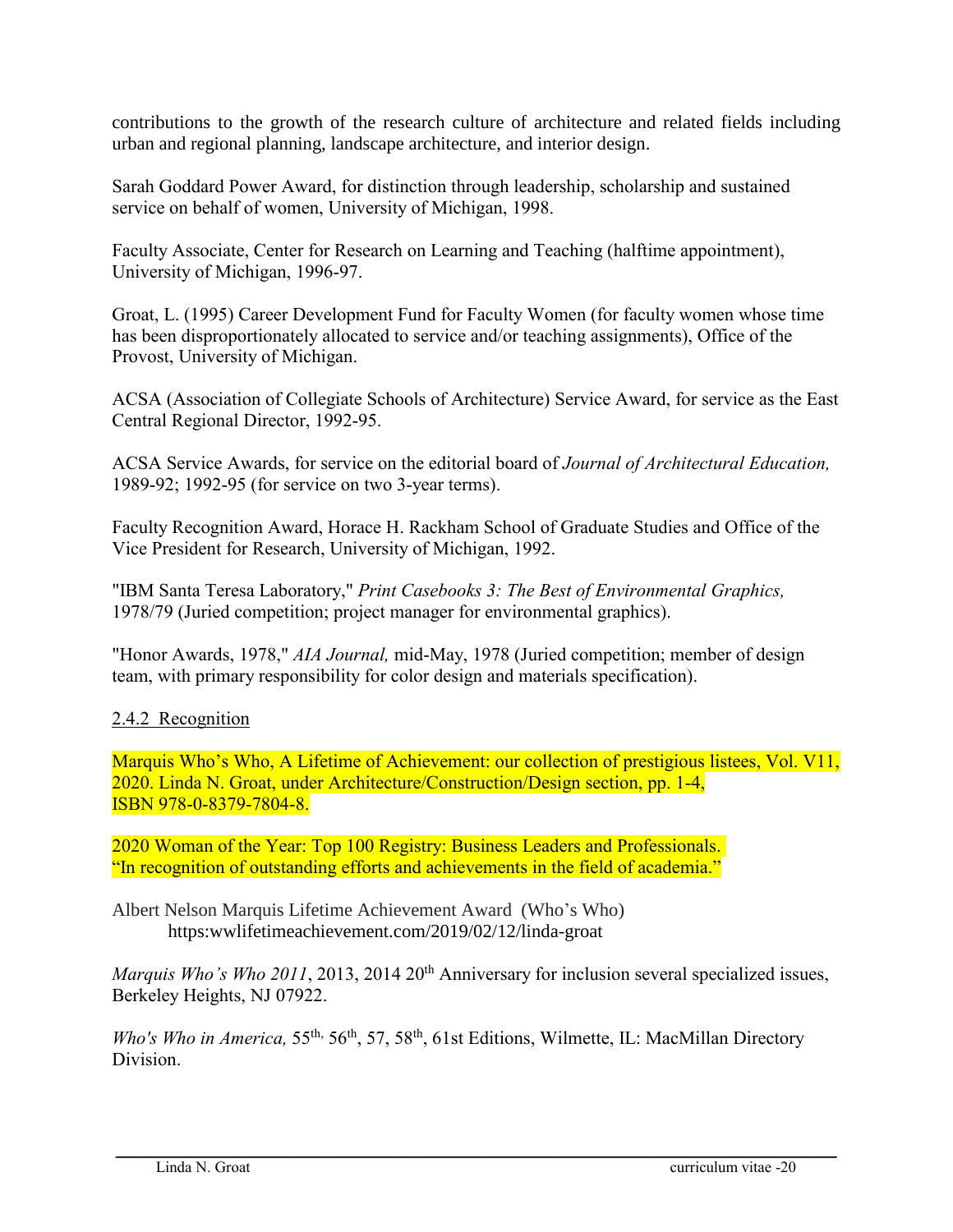contributions to the growth of the research culture of architecture and related fields including urban and regional planning, landscape architecture, and interior design.

Sarah Goddard Power Award, for distinction through leadership, scholarship and sustained service on behalf of women, University of Michigan, 1998.

Faculty Associate, Center for Research on Learning and Teaching (halftime appointment), University of Michigan, 1996-97.

Groat, L. (1995) Career Development Fund for Faculty Women (for faculty women whose time has been disproportionately allocated to service and/or teaching assignments), Office of the Provost, University of Michigan.

ACSA (Association of Collegiate Schools of Architecture) Service Award, for service as the East Central Regional Director, 1992-95.

ACSA Service Awards, for service on the editorial board of *Journal of Architectural Education,* 1989-92; 1992-95 (for service on two 3-year terms).

Faculty Recognition Award, Horace H. Rackham School of Graduate Studies and Office of the Vice President for Research, University of Michigan, 1992.

"IBM Santa Teresa Laboratory," *Print Casebooks 3: The Best of Environmental Graphics,* 1978/79 (Juried competition; project manager for environmental graphics).

"Honor Awards, 1978," *AIA Journal,* mid-May, 1978 (Juried competition; member of design team, with primary responsibility for color design and materials specification).

2.4.2 Recognition

Marquis Who's Who, A Lifetime of Achievement: our collection of prestigious listees, Vol. V11, 2020. Linda N. Groat, under Architecture/Construction/Design section, pp. 1-4, ISBN 978-0-8379-7804-8.

2020 Woman of the Year: Top 100 Registry: Business Leaders and Professionals. "In recognition of outstanding efforts and achievements in the field of academia."

Albert Nelson Marquis Lifetime Achievement Award (Who's Who)
https:wwlifetimeachievement.com/2019/02/12/linda-groat

*Marquis Who's Who 2011*, 2013, 2014 20th Anniversary for inclusion several specialized issues, Berkeley Heights, NJ 07922.

*Who's Who in America,* 55th, 56th, 57, 58th, 61st Editions, Wilmette, IL: MacMillan Directory Division.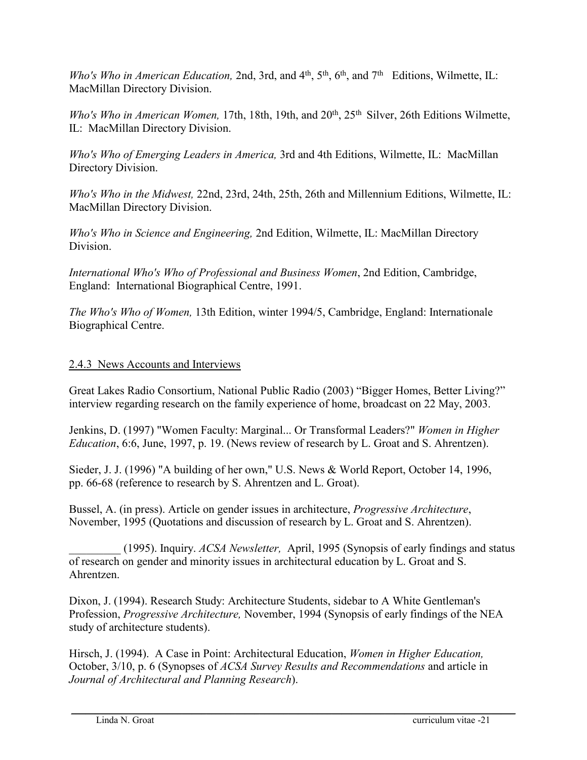*Who's Who in American Education,* 2nd, 3rd, and 4th, 5th, 6th, and 7th Editions, Wilmette, IL: MacMillan Directory Division.

*Who's Who in American Women,* 17th, 18th, 19th, and 20th, 25th Silver, 26th Editions Wilmette, IL: MacMillan Directory Division.

*Who's Who of Emerging Leaders in America,* 3rd and 4th Editions, Wilmette, IL: MacMillan Directory Division.

*Who's Who in the Midwest,* 22nd, 23rd, 24th, 25th, 26th and Millennium Editions, Wilmette, IL: MacMillan Directory Division.

*Who's Who in Science and Engineering,* 2nd Edition, Wilmette, IL: MacMillan Directory Division.

*International Who's Who of Professional and Business Women*, 2nd Edition, Cambridge, England: International Biographical Centre, 1991.

*The Who's Who of Women,* 13th Edition, winter 1994/5, Cambridge, England: Internationale Biographical Centre.

2.4.3 News Accounts and Interviews

Great Lakes Radio Consortium, National Public Radio (2003) "Bigger Homes, Better Living?" interview regarding research on the family experience of home, broadcast on 22 May, 2003.

Jenkins, D. (1997) "Women Faculty: Marginal... Or Transformal Leaders?" *Women in Higher Education*, 6:6, June, 1997, p. 19. (News review of research by L. Groat and S. Ahrentzen).

Sieder, J. J. (1996) "A building of her own," U.S. News & World Report, October 14, 1996, pp. 66-68 (reference to research by S. Ahrentzen and L. Groat).

Bussel, A. (in press). Article on gender issues in architecture, *Progressive Architecture*, November, 1995 (Quotations and discussion of research by L. Groat and S. Ahrentzen).

_________ (1995). Inquiry. *ACSA Newsletter,* April, 1995 (Synopsis of early findings and status of research on gender and minority issues in architectural education by L. Groat and S. Ahrentzen.

Dixon, J. (1994). Research Study: Architecture Students, sidebar to A White Gentleman's Profession, *Progressive Architecture,* November, 1994 (Synopsis of early findings of the NEA study of architecture students).

Hirsch, J. (1994). A Case in Point: Architectural Education, *Women in Higher Education,* October, 3/10, p. 6 (Synopses of *ACSA Survey Results and Recommendations* and article in *Journal of Architectural and Planning Research*).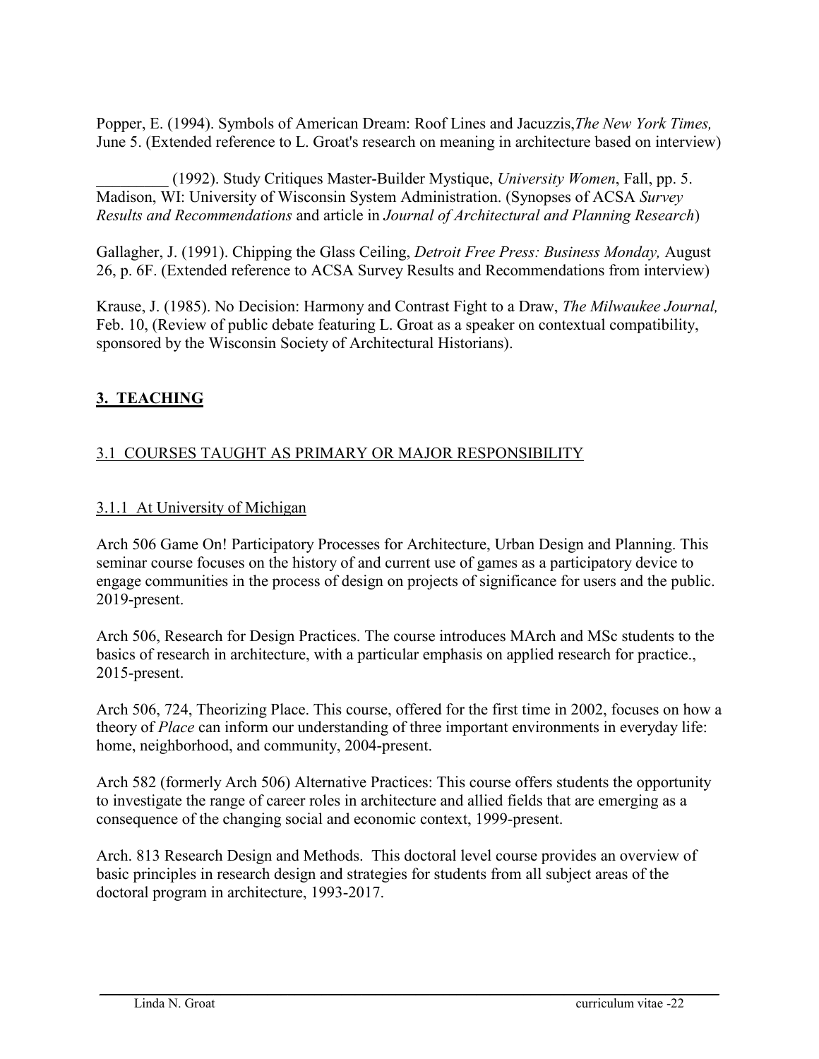Popper, E. (1994). Symbols of American Dream: Roof Lines and Jacuzzis,*The New York Times,* June 5. (Extended reference to L. Groat's research on meaning in architecture based on interview)

_________ (1992). Study Critiques Master-Builder Mystique, *University Women*, Fall, pp. 5. Madison, WI: University of Wisconsin System Administration. (Synopses of ACSA *Survey Results and Recommendations* and article in *Journal of Architectural and Planning Research*)

Gallagher, J. (1991). Chipping the Glass Ceiling, *Detroit Free Press: Business Monday,* August 26, p. 6F. (Extended reference to ACSA Survey Results and Recommendations from interview)

Krause, J. (1985). No Decision: Harmony and Contrast Fight to a Draw, *The Milwaukee Journal,* Feb. 10, (Review of public debate featuring L. Groat as a speaker on contextual compatibility, sponsored by the Wisconsin Society of Architectural Historians).

## 3. TEACHING

### 3.1 COURSES TAUGHT AS PRIMARY OR MAJOR RESPONSIBILITY

#### 3.1.1 At University of Michigan

Arch 506 Game On! Participatory Processes for Architecture, Urban Design and Planning. This seminar course focuses on the history of and current use of games as a participatory device to engage communities in the process of design on projects of significance for users and the public. 2019-present.

Arch 506, Research for Design Practices. The course introduces MArch and MSc students to the basics of research in architecture, with a particular emphasis on applied research for practice., 2015-present.

Arch 506, 724, Theorizing Place. This course, offered for the first time in 2002, focuses on how a theory of *Place* can inform our understanding of three important environments in everyday life: home, neighborhood, and community, 2004-present.

Arch 582 (formerly Arch 506) Alternative Practices: This course offers students the opportunity to investigate the range of career roles in architecture and allied fields that are emerging as a consequence of the changing social and economic context, 1999-present.

Arch. 813 Research Design and Methods. This doctoral level course provides an overview of basic principles in research design and strategies for students from all subject areas of the doctoral program in architecture, 1993-2017.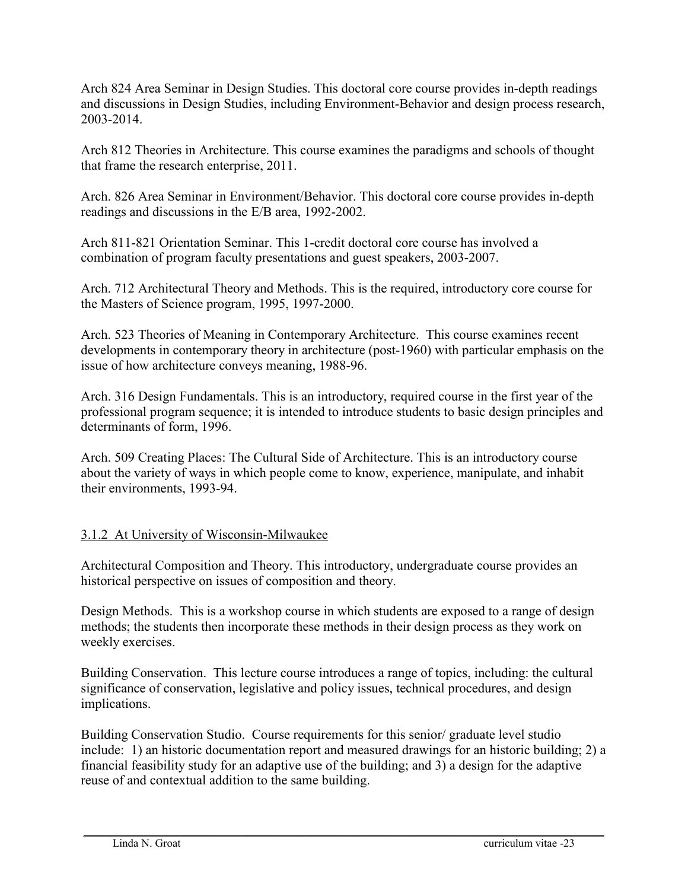Arch 824 Area Seminar in Design Studies. This doctoral core course provides in-depth readings and discussions in Design Studies, including Environment-Behavior and design process research, 2003-2014.

Arch 812 Theories in Architecture. This course examines the paradigms and schools of thought that frame the research enterprise, 2011.

Arch. 826 Area Seminar in Environment/Behavior. This doctoral core course provides in-depth readings and discussions in the E/B area, 1992-2002.

Arch 811-821 Orientation Seminar. This 1-credit doctoral core course has involved a combination of program faculty presentations and guest speakers, 2003-2007.

Arch. 712 Architectural Theory and Methods. This is the required, introductory core course for the Masters of Science program, 1995, 1997-2000.

Arch. 523 Theories of Meaning in Contemporary Architecture. This course examines recent developments in contemporary theory in architecture (post-1960) with particular emphasis on the issue of how architecture conveys meaning, 1988-96.

Arch. 316 Design Fundamentals. This is an introductory, required course in the first year of the professional program sequence; it is intended to introduce students to basic design principles and determinants of form, 1996.

Arch. 509 Creating Places: The Cultural Side of Architecture. This is an introductory course about the variety of ways in which people come to know, experience, manipulate, and inhabit their environments, 1993-94.

### 3.1.2 At University of Wisconsin-Milwaukee

Architectural Composition and Theory. This introductory, undergraduate course provides an historical perspective on issues of composition and theory.

Design Methods. This is a workshop course in which students are exposed to a range of design methods; the students then incorporate these methods in their design process as they work on weekly exercises.

Building Conservation. This lecture course introduces a range of topics, including: the cultural significance of conservation, legislative and policy issues, technical procedures, and design implications.

Building Conservation Studio. Course requirements for this senior/ graduate level studio include: 1) an historic documentation report and measured drawings for an historic building; 2) a financial feasibility study for an adaptive use of the building; and 3) a design for the adaptive reuse of and contextual addition to the same building.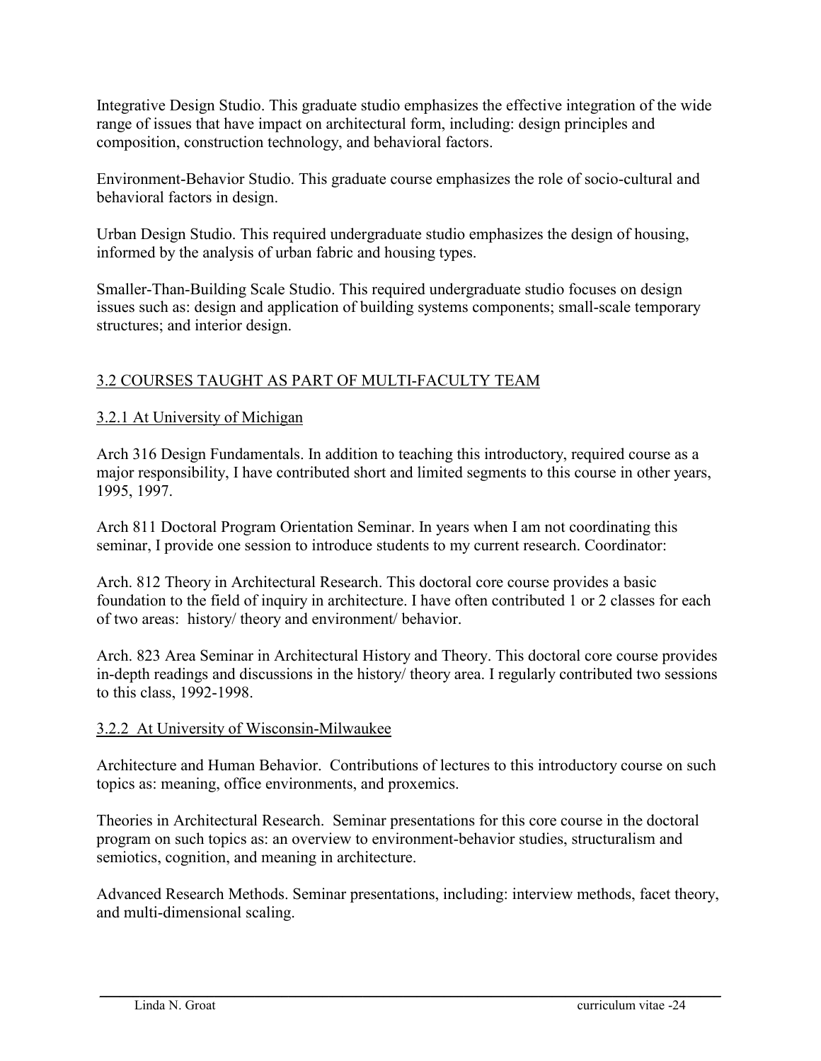Integrative Design Studio. This graduate studio emphasizes the effective integration of the wide range of issues that have impact on architectural form, including: design principles and composition, construction technology, and behavioral factors.

Environment-Behavior Studio. This graduate course emphasizes the role of socio-cultural and behavioral factors in design.

Urban Design Studio. This required undergraduate studio emphasizes the design of housing, informed by the analysis of urban fabric and housing types.

Smaller-Than-Building Scale Studio. This required undergraduate studio focuses on design issues such as: design and application of building systems components; small-scale temporary structures; and interior design.

## 3.2 COURSES TAUGHT AS PART OF MULTI-FACULTY TEAM

### 3.2.1 At University of Michigan

Arch 316 Design Fundamentals. In addition to teaching this introductory, required course as a major responsibility, I have contributed short and limited segments to this course in other years, 1995, 1997.

Arch 811 Doctoral Program Orientation Seminar. In years when I am not coordinating this seminar, I provide one session to introduce students to my current research. Coordinator:

Arch. 812 Theory in Architectural Research. This doctoral core course provides a basic foundation to the field of inquiry in architecture. I have often contributed 1 or 2 classes for each of two areas: history/ theory and environment/ behavior.

Arch. 823 Area Seminar in Architectural History and Theory. This doctoral core course provides in-depth readings and discussions in the history/ theory area. I regularly contributed two sessions to this class, 1992-1998.

### 3.2.2 At University of Wisconsin-Milwaukee

Architecture and Human Behavior. Contributions of lectures to this introductory course on such topics as: meaning, office environments, and proxemics.

Theories in Architectural Research. Seminar presentations for this core course in the doctoral program on such topics as: an overview to environment-behavior studies, structuralism and semiotics, cognition, and meaning in architecture.

Advanced Research Methods. Seminar presentations, including: interview methods, facet theory, and multi-dimensional scaling.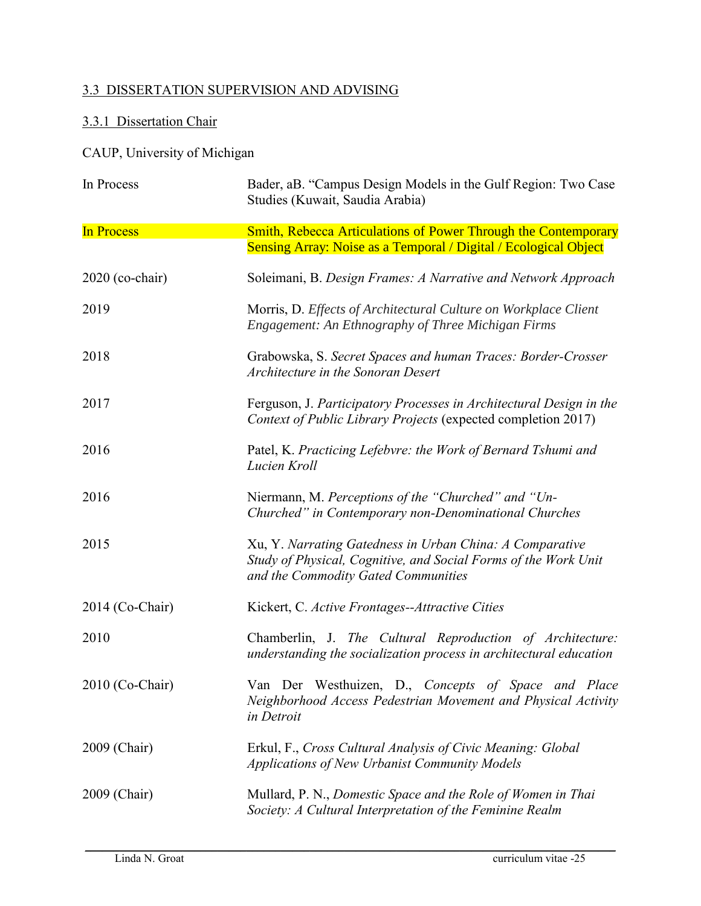3.3 DISSERTATION SUPERVISION AND ADVISING

3.3.1 Dissertation Chair

CAUP, University of Michigan

| | |
|---|---|
| In Process | Bader, aB. "Campus Design Models in the Gulf Region: Two Case Studies (Kuwait, Saudia Arabia) |
| In Process | Smith, Rebecca Articulations of Power Through the Contemporary Sensing Array: Noise as a Temporal / Digital / Ecological Object |
| 2020 (co-chair) | Soleimani, B. *Design Frames: A Narrative and Network Approach* |
| 2019 | Morris, D. *Effects of Architectural Culture on Workplace Client Engagement: An Ethnography of Three Michigan Firms* |
| 2018 | Grabowska, S. *Secret Spaces and human Traces: Border-Crosser Architecture in the Sonoran Desert* |
| 2017 | Ferguson, J. *Participatory Processes in Architectural Design in the Context of Public Library Projects* (expected completion 2017) |
| 2016 | Patel, K. *Practicing Lefebvre: the Work of Bernard Tshumi and Lucien Kroll* |
| 2016 | Niermann, M. *Perceptions of the "Churched" and "Un-Churched" in Contemporary non-Denominational Churches* |
| 2015 | Xu, Y. *Narrating Gatedness in Urban China: A Comparative Study of Physical, Cognitive, and Social Forms of the Work Unit and the Commodity Gated Communities* |
| 2014 (Co-Chair) | Kickert, C. *Active Frontages--Attractive Cities* |
| 2010 | Chamberlin, J. *The Cultural Reproduction of Architecture: understanding the socialization process in architectural education* |
| 2010 (Co-Chair) | Van Der Westhuizen, D., *Concepts of Space and Place Neighborhood Access Pedestrian Movement and Physical Activity in Detroit* |
| 2009 (Chair) | Erkul, F., *Cross Cultural Analysis of Civic Meaning: Global Applications of New Urbanist Community Models* |
| 2009 (Chair) | Mullard, P. N., *Domestic Space and the Role of Women in Thai Society: A Cultural Interpretation of the Feminine Realm* |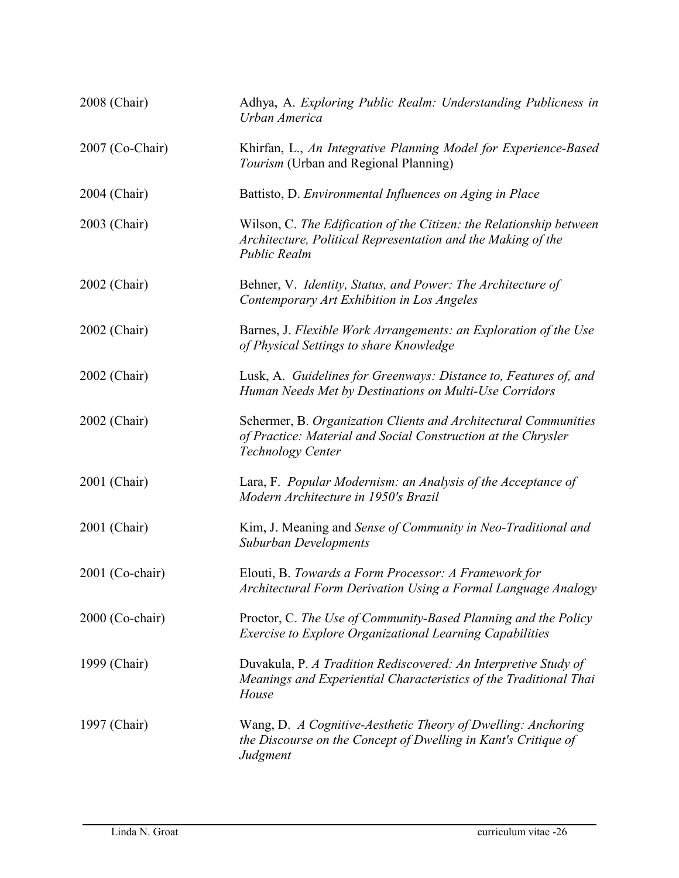| | |
|---|---|
| 2008 (Chair) | Adhya, A. *Exploring Public Realm: Understanding Publicness in Urban America* |
| 2007 (Co-Chair) | Khirfan, L., *An Integrative Planning Model for Experience-Based Tourism* (Urban and Regional Planning) |
| 2004 (Chair) | Battisto, D. *Environmental Influences on Aging in Place* |
| 2003 (Chair) | Wilson, C. *The Edification of the Citizen: the Relationship between Architecture, Political Representation and the Making of the Public Realm* |
| 2002 (Chair) | Behner, V. *Identity, Status, and Power: The Architecture of Contemporary Art Exhibition in Los Angeles* |
| 2002 (Chair) | Barnes, J. *Flexible Work Arrangements: an Exploration of the Use of Physical Settings to share Knowledge* |
| 2002 (Chair) | Lusk, A. *Guidelines for Greenways: Distance to, Features of, and Human Needs Met by Destinations on Multi-Use Corridors* |
| 2002 (Chair) | Schermer, B. *Organization Clients and Architectural Communities of Practice: Material and Social Construction at the Chrysler Technology Center* |
| 2001 (Chair) | Lara, F. *Popular Modernism: an Analysis of the Acceptance of Modern Architecture in 1950's Brazil* |
| 2001 (Chair) | Kim, J. Meaning and *Sense of Community in Neo-Traditional and Suburban Developments* |
| 2001 (Co-chair) | Elouti, B. *Towards a Form Processor: A Framework for Architectural Form Derivation Using a Formal Language Analogy* |
| 2000 (Co-chair) | Proctor, C. *The Use of Community-Based Planning and the Policy Exercise to Explore Organizational Learning Capabilities* |
| 1999 (Chair) | Duvakula, P. *A Tradition Rediscovered: An Interpretive Study of Meanings and Experiential Characteristics of the Traditional Thai House* |
| 1997 (Chair) | Wang, D. *A Cognitive-Aesthetic Theory of Dwelling: Anchoring the Discourse on the Concept of Dwelling in Kant's Critique of Judgment* |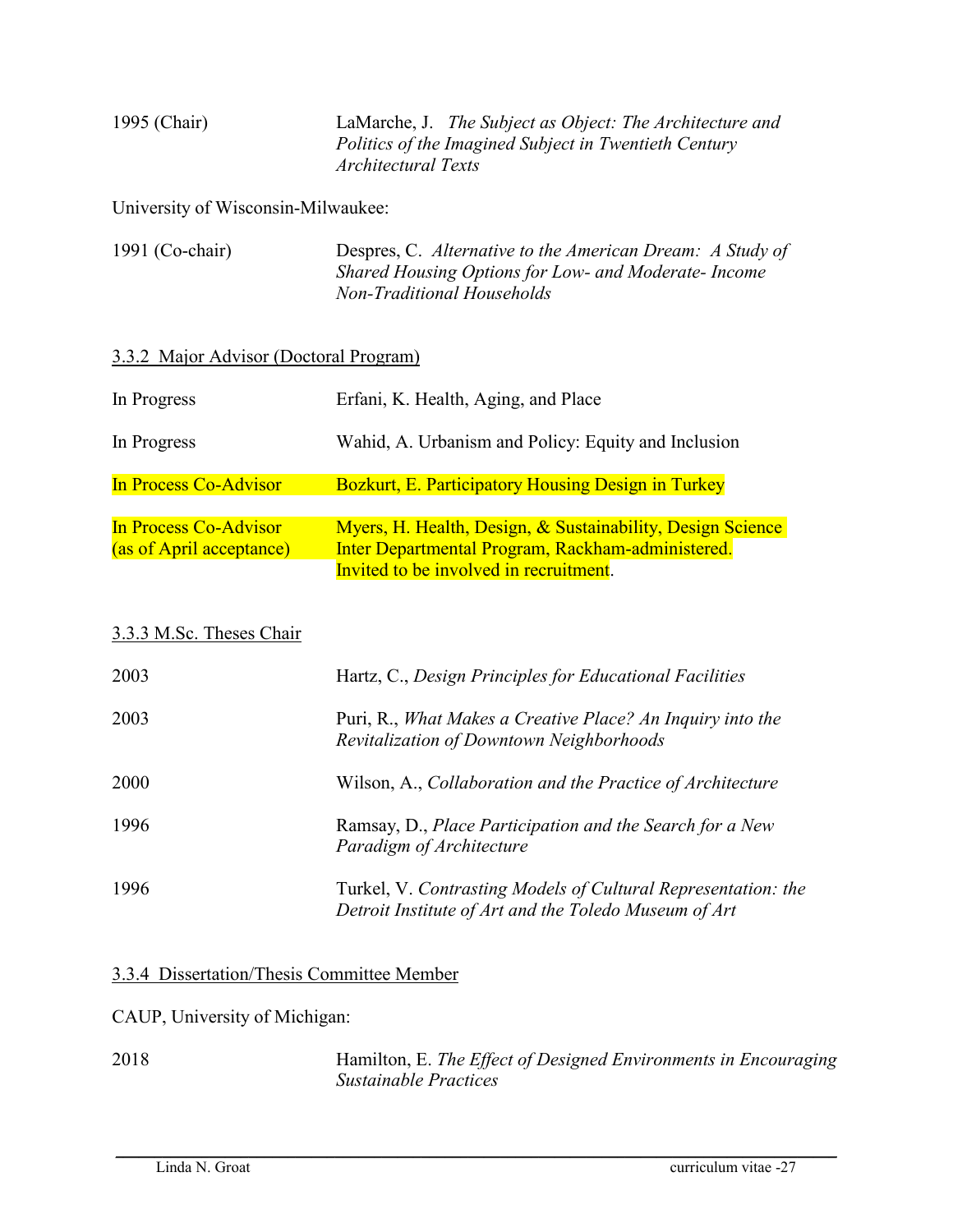| | |
|---|---|
| 1995 (Chair) | LaMarche, J. *The Subject as Object: The Architecture and Politics of the Imagined Subject in Twentieth Century Architectural Texts* |

University of Wisconsin-Milwaukee:

| | |
|---|---|
| 1991 (Co-chair) | Despres, C. *Alternative to the American Dream: A Study of Shared Housing Options for Low- and Moderate- Income Non-Traditional Households* |

### 3.3.2 Major Advisor (Doctoral Program)

| | |
|---|---|
| In Progress | Erfani, K. Health, Aging, and Place |
| In Progress | Wahid, A. Urbanism and Policy: Equity and Inclusion |
| In Process Co-Advisor | Bozkurt, E. Participatory Housing Design in Turkey |
| In Process Co-Advisor (as of April acceptance) | Myers, H. Health, Design, & Sustainability, Design Science Inter Departmental Program, Rackham-administered. Invited to be involved in recruitment. |

### 3.3.3 M.Sc. Theses Chair

| | |
|---|---|
| 2003 | Hartz, C., *Design Principles for Educational Facilities* |
| 2003 | Puri, R., *What Makes a Creative Place? An Inquiry into the Revitalization of Downtown Neighborhoods* |
| 2000 | Wilson, A., *Collaboration and the Practice of Architecture* |
| 1996 | Ramsay, D., *Place Participation and the Search for a New Paradigm of Architecture* |
| 1996 | Turkel, V. *Contrasting Models of Cultural Representation: the Detroit Institute of Art and the Toledo Museum of Art* |

### 3.3.4 Dissertation/Thesis Committee Member

CAUP, University of Michigan:

| | |
|---|---|
| 2018 | Hamilton, E. *The Effect of Designed Environments in Encouraging Sustainable Practices* |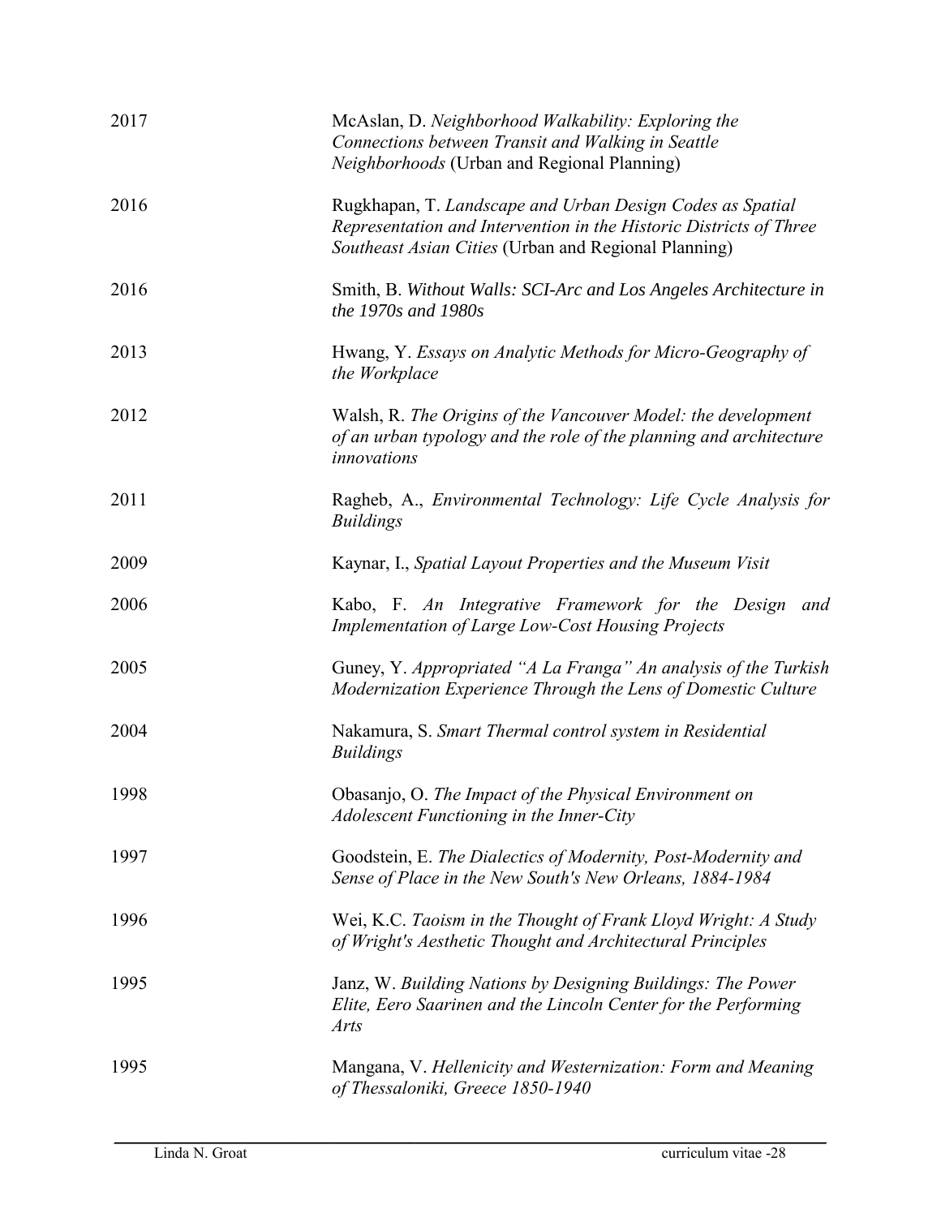| | |
|---|---|
| 2017 | McAslan, D. *Neighborhood Walkability: Exploring the Connections between Transit and Walking in Seattle Neighborhoods* (Urban and Regional Planning) |
| 2016 | Rugkhapan, T. *Landscape and Urban Design Codes as Spatial Representation and Intervention in the Historic Districts of Three Southeast Asian Cities* (Urban and Regional Planning) |
| 2016 | Smith, B. *Without Walls: SCI-Arc and Los Angeles Architecture in the 1970s and 1980s* |
| 2013 | Hwang, Y. *Essays on Analytic Methods for Micro-Geography of the Workplace* |
| 2012 | Walsh, R. *The Origins of the Vancouver Model: the development of an urban typology and the role of the planning and architecture innovations* |
| 2011 | Ragheb, A., *Environmental Technology: Life Cycle Analysis for Buildings* |
| 2009 | Kaynar, I., *Spatial Layout Properties and the Museum Visit* |
| 2006 | Kabo, F. *An Integrative Framework for the Design and Implementation of Large Low-Cost Housing Projects* |
| 2005 | Guney, Y. *Appropriated "A La Franga" An analysis of the Turkish Modernization Experience Through the Lens of Domestic Culture* |
| 2004 | Nakamura, S. *Smart Thermal control system in Residential Buildings* |
| 1998 | Obasanjo, O. *The Impact of the Physical Environment on Adolescent Functioning in the Inner-City* |
| 1997 | Goodstein, E. *The Dialectics of Modernity, Post-Modernity and Sense of Place in the New South's New Orleans, 1884-1984* |
| 1996 | Wei, K.C. *Taoism in the Thought of Frank Lloyd Wright: A Study of Wright's Aesthetic Thought and Architectural Principles* |
| 1995 | Janz, W. *Building Nations by Designing Buildings: The Power Elite, Eero Saarinen and the Lincoln Center for the Performing Arts* |
| 1995 | Mangana, V. *Hellenicity and Westernization: Form and Meaning of Thessaloniki, Greece 1850-1940* |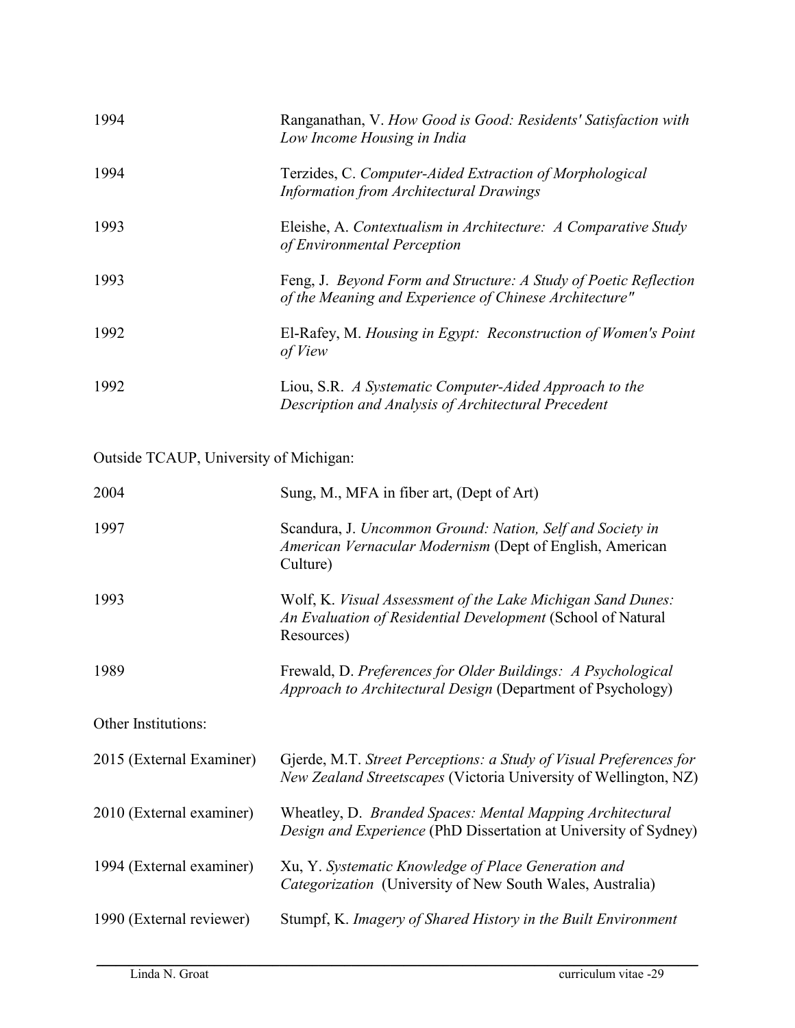| | |
|---|---|
| 1994 | Ranganathan, V. *How Good is Good: Residents' Satisfaction with Low Income Housing in India* |
| 1994 | Terzides, C. *Computer-Aided Extraction of Morphological Information from Architectural Drawings* |
| 1993 | Eleishe, A. *Contextualism in Architecture: A Comparative Study of Environmental Perception* |
| 1993 | Feng, J. *Beyond Form and Structure: A Study of Poetic Reflection of the Meaning and Experience of Chinese Architecture"* |
| 1992 | El-Rafey, M. *Housing in Egypt: Reconstruction of Women's Point of View* |
| 1992 | Liou, S.R. *A Systematic Computer-Aided Approach to the Description and Analysis of Architectural Precedent* |

Outside TCAUP, University of Michigan:

| | |
|---|---|
| 2004 | Sung, M., MFA in fiber art, (Dept of Art) |
| 1997 | Scandura, J. *Uncommon Ground: Nation, Self and Society in American Vernacular Modernism* (Dept of English, American Culture) |
| 1993 | Wolf, K. *Visual Assessment of the Lake Michigan Sand Dunes: An Evaluation of Residential Development* (School of Natural Resources) |
| 1989 | Frewald, D. *Preferences for Older Buildings: A Psychological Approach to Architectural Design* (Department of Psychology) |

Other Institutions:

| | |
|---|---|
| 2015 (External Examiner) | Gjerde, M.T. *Street Perceptions: a Study of Visual Preferences for New Zealand Streetscapes* (Victoria University of Wellington, NZ) |
| 2010 (External examiner) | Wheatley, D. *Branded Spaces: Mental Mapping Architectural Design and Experience* (PhD Dissertation at University of Sydney) |
| 1994 (External examiner) | Xu, Y. *Systematic Knowledge of Place Generation and Categorization* (University of New South Wales, Australia) |
| 1990 (External reviewer) | Stumpf, K. *Imagery of Shared History in the Built Environment* |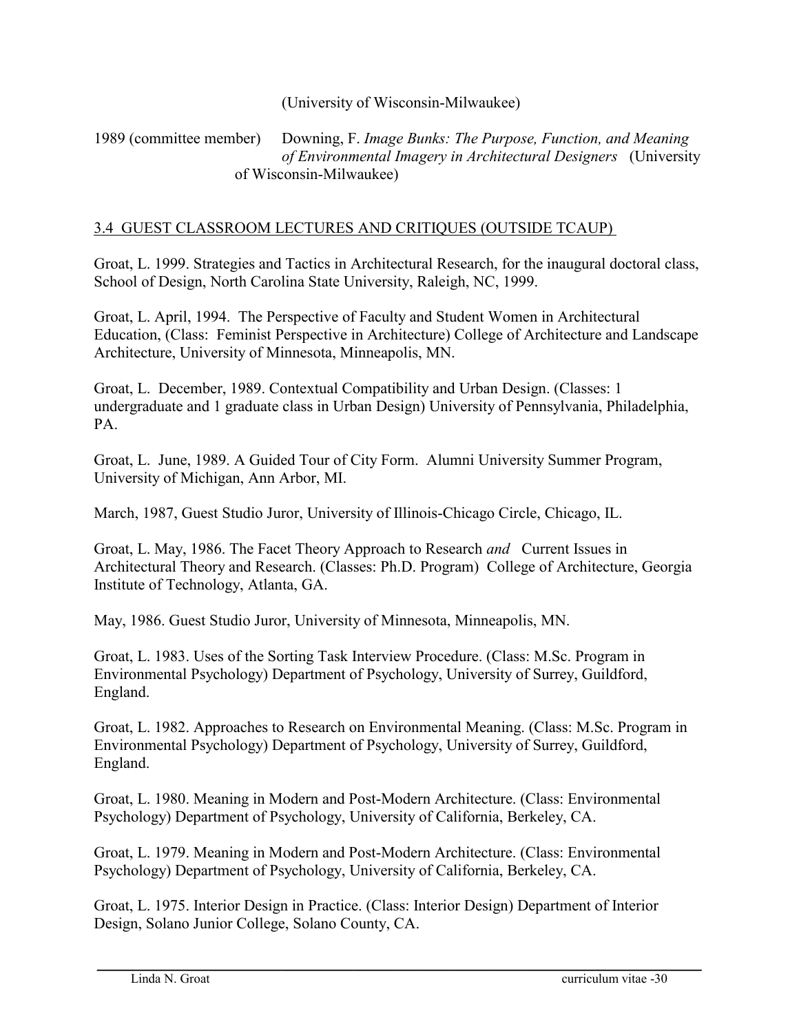(University of Wisconsin-Milwaukee)

1989 (committee member) Downing, F. *Image Bunks: The Purpose, Function, and Meaning of Environmental Imagery in Architectural Designers* (University of Wisconsin-Milwaukee)

## 3.4 GUEST CLASSROOM LECTURES AND CRITIQUES (OUTSIDE TCAUP)

Groat, L. 1999. Strategies and Tactics in Architectural Research, for the inaugural doctoral class, School of Design, North Carolina State University, Raleigh, NC, 1999.

Groat, L. April, 1994. The Perspective of Faculty and Student Women in Architectural Education, (Class: Feminist Perspective in Architecture) College of Architecture and Landscape Architecture, University of Minnesota, Minneapolis, MN.

Groat, L. December, 1989. Contextual Compatibility and Urban Design. (Classes: 1 undergraduate and 1 graduate class in Urban Design) University of Pennsylvania, Philadelphia, PA.

Groat, L. June, 1989. A Guided Tour of City Form. Alumni University Summer Program, University of Michigan, Ann Arbor, MI.

March, 1987, Guest Studio Juror, University of Illinois-Chicago Circle, Chicago, IL.

Groat, L. May, 1986. The Facet Theory Approach to Research *and* Current Issues in Architectural Theory and Research. (Classes: Ph.D. Program) College of Architecture, Georgia Institute of Technology, Atlanta, GA.

May, 1986. Guest Studio Juror, University of Minnesota, Minneapolis, MN.

Groat, L. 1983. Uses of the Sorting Task Interview Procedure. (Class: M.Sc. Program in Environmental Psychology) Department of Psychology, University of Surrey, Guildford, England.

Groat, L. 1982. Approaches to Research on Environmental Meaning. (Class: M.Sc. Program in Environmental Psychology) Department of Psychology, University of Surrey, Guildford, England.

Groat, L. 1980. Meaning in Modern and Post-Modern Architecture. (Class: Environmental Psychology) Department of Psychology, University of California, Berkeley, CA.

Groat, L. 1979. Meaning in Modern and Post-Modern Architecture. (Class: Environmental Psychology) Department of Psychology, University of California, Berkeley, CA.

Groat, L. 1975. Interior Design in Practice. (Class: Interior Design) Department of Interior Design, Solano Junior College, Solano County, CA.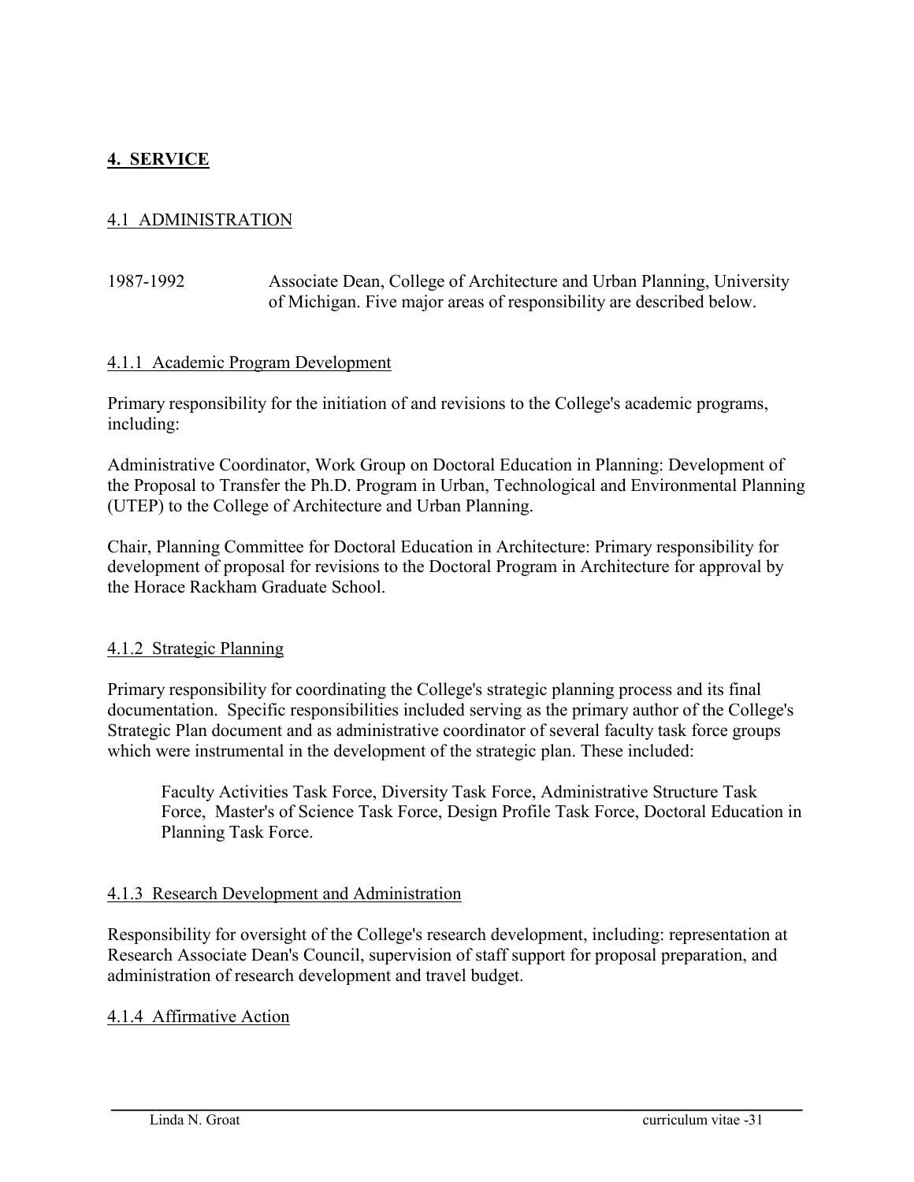## 4. SERVICE

### 4.1 ADMINISTRATION

1987-1992 Associate Dean, College of Architecture and Urban Planning, University of Michigan. Five major areas of responsibility are described below.

#### 4.1.1 Academic Program Development

Primary responsibility for the initiation of and revisions to the College's academic programs, including:

Administrative Coordinator, Work Group on Doctoral Education in Planning: Development of the Proposal to Transfer the Ph.D. Program in Urban, Technological and Environmental Planning (UTEP) to the College of Architecture and Urban Planning.

Chair, Planning Committee for Doctoral Education in Architecture: Primary responsibility for development of proposal for revisions to the Doctoral Program in Architecture for approval by the Horace Rackham Graduate School.

#### 4.1.2 Strategic Planning

Primary responsibility for coordinating the College's strategic planning process and its final documentation. Specific responsibilities included serving as the primary author of the College's Strategic Plan document and as administrative coordinator of several faculty task force groups which were instrumental in the development of the strategic plan. These included:

> Faculty Activities Task Force, Diversity Task Force, Administrative Structure Task Force, Master's of Science Task Force, Design Profile Task Force, Doctoral Education in Planning Task Force.

#### 4.1.3 Research Development and Administration

Responsibility for oversight of the College's research development, including: representation at Research Associate Dean's Council, supervision of staff support for proposal preparation, and administration of research development and travel budget.

#### 4.1.4 Affirmative Action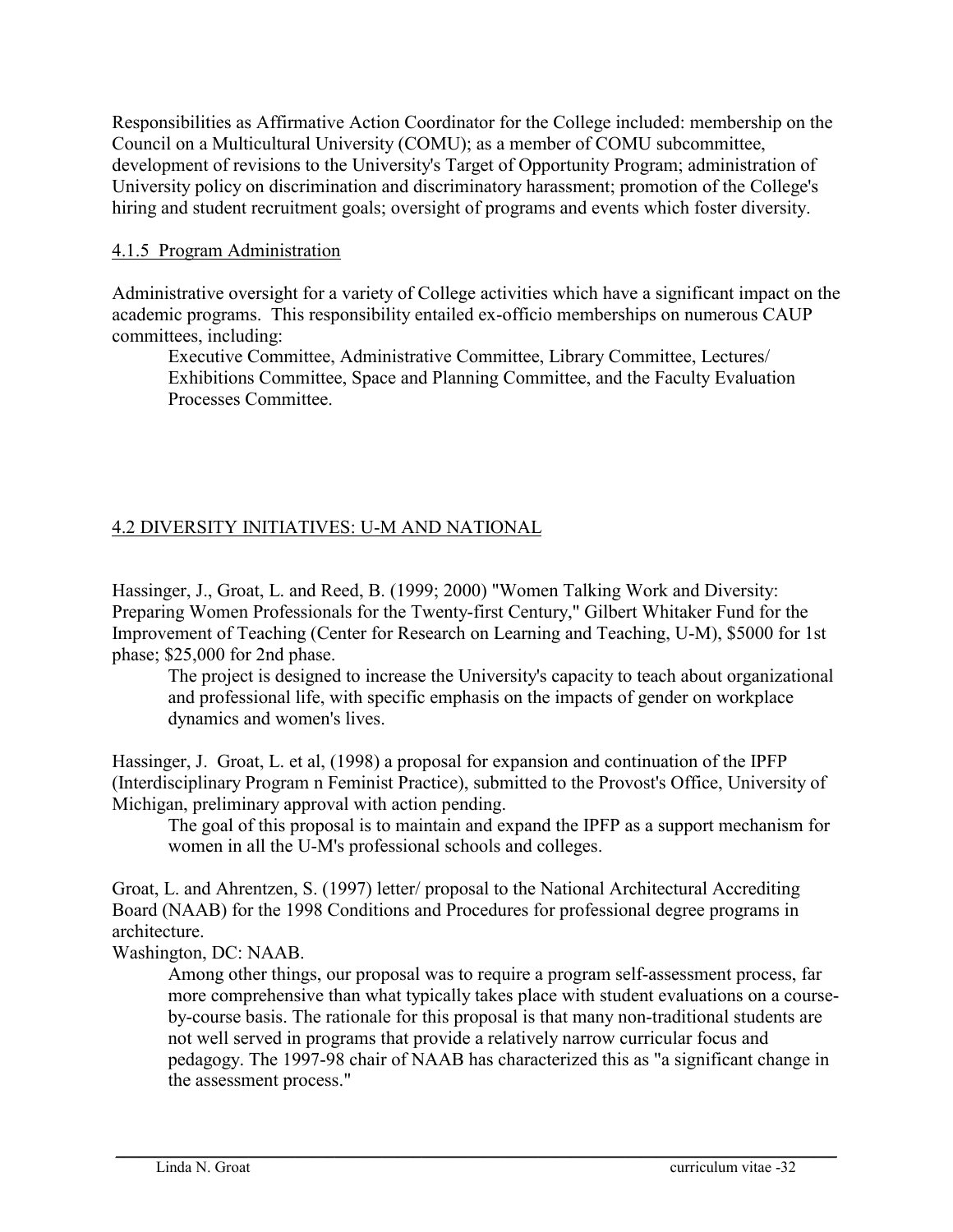Responsibilities as Affirmative Action Coordinator for the College included: membership on the Council on a Multicultural University (COMU); as a member of COMU subcommittee, development of revisions to the University's Target of Opportunity Program; administration of University policy on discrimination and discriminatory harassment; promotion of the College's hiring and student recruitment goals; oversight of programs and events which foster diversity.

#### 4.1.5 Program Administration

Administrative oversight for a variety of College activities which have a significant impact on the academic programs. This responsibility entailed ex-officio memberships on numerous CAUP committees, including:

> Executive Committee, Administrative Committee, Library Committee, Lectures/ Exhibitions Committee, Space and Planning Committee, and the Faculty Evaluation Processes Committee.

### 4.2 DIVERSITY INITIATIVES: U-M AND NATIONAL

Hassinger, J., Groat, L. and Reed, B. (1999; 2000) "Women Talking Work and Diversity: Preparing Women Professionals for the Twenty-first Century," Gilbert Whitaker Fund for the Improvement of Teaching (Center for Research on Learning and Teaching, U-M), $5000 for 1st phase; $25,000 for 2nd phase.

> The project is designed to increase the University's capacity to teach about organizational and professional life, with specific emphasis on the impacts of gender on workplace dynamics and women's lives.

Hassinger, J. Groat, L. et al, (1998) a proposal for expansion and continuation of the IPFP (Interdisciplinary Program n Feminist Practice), submitted to the Provost's Office, University of Michigan, preliminary approval with action pending.

> The goal of this proposal is to maintain and expand the IPFP as a support mechanism for women in all the U-M's professional schools and colleges.

Groat, L. and Ahrentzen, S. (1997) letter/ proposal to the National Architectural Accrediting Board (NAAB) for the 1998 Conditions and Procedures for professional degree programs in architecture.
Washington, DC: NAAB.

> Among other things, our proposal was to require a program self-assessment process, far more comprehensive than what typically takes place with student evaluations on a course-by-course basis. The rationale for this proposal is that many non-traditional students are not well served in programs that provide a relatively narrow curricular focus and pedagogy. The 1997-98 chair of NAAB has characterized this as "a significant change in the assessment process."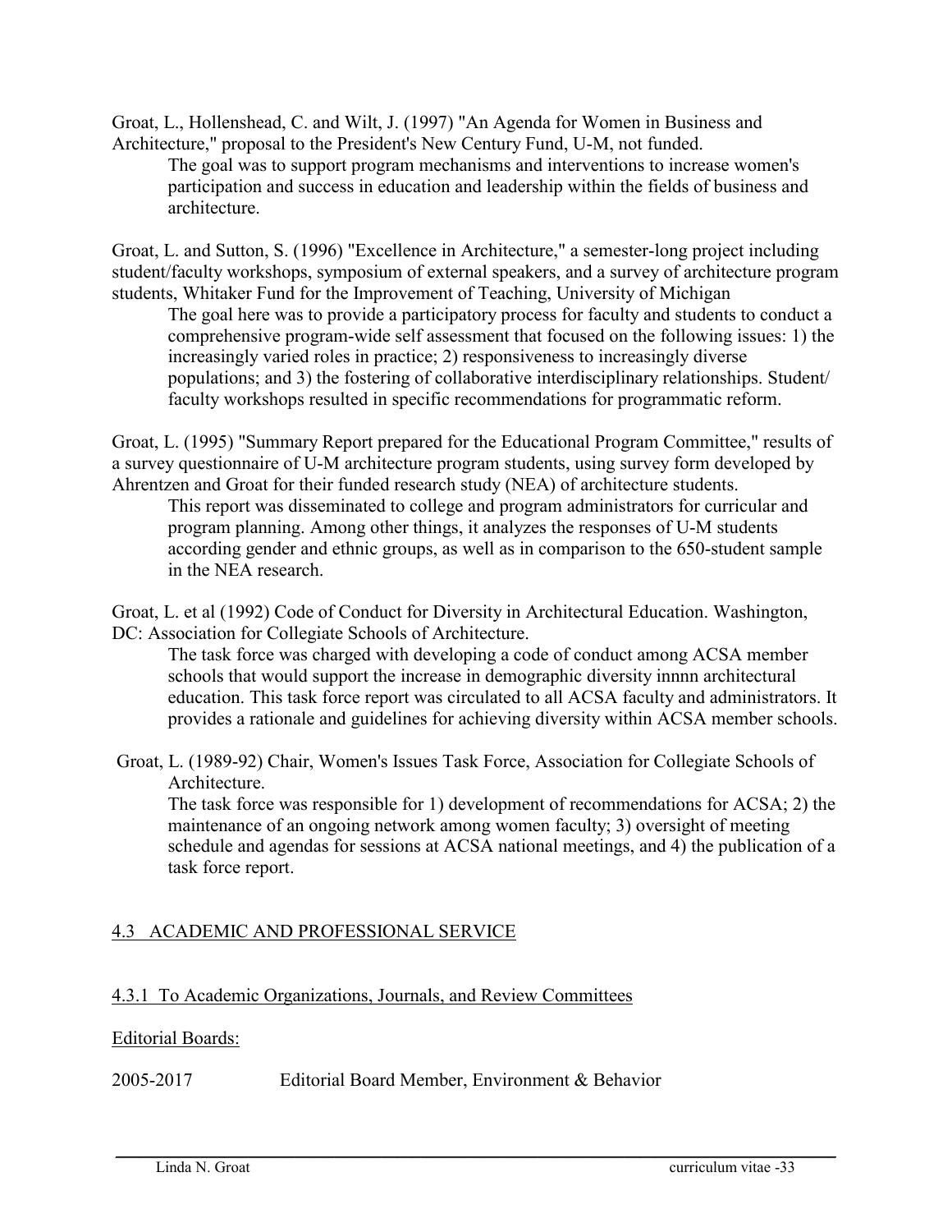Groat, L., Hollenshead, C. and Wilt, J. (1997) "An Agenda for Women in Business and Architecture," proposal to the President's New Century Fund, U-M, not funded.

> The goal was to support program mechanisms and interventions to increase women's participation and success in education and leadership within the fields of business and architecture.

Groat, L. and Sutton, S. (1996) "Excellence in Architecture," a semester-long project including student/faculty workshops, symposium of external speakers, and a survey of architecture program students, Whitaker Fund for the Improvement of Teaching, University of Michigan

> The goal here was to provide a participatory process for faculty and students to conduct a comprehensive program-wide self assessment that focused on the following issues: 1) the increasingly varied roles in practice; 2) responsiveness to increasingly diverse populations; and 3) the fostering of collaborative interdisciplinary relationships. Student/ faculty workshops resulted in specific recommendations for programmatic reform.

Groat, L. (1995) "Summary Report prepared for the Educational Program Committee," results of a survey questionnaire of U-M architecture program students, using survey form developed by Ahrentzen and Groat for their funded research study (NEA) of architecture students.

> This report was disseminated to college and program administrators for curricular and program planning. Among other things, it analyzes the responses of U-M students according gender and ethnic groups, as well as in comparison to the 650-student sample in the NEA research.

Groat, L. et al (1992) Code of Conduct for Diversity in Architectural Education. Washington, DC: Association for Collegiate Schools of Architecture.

> The task force was charged with developing a code of conduct among ACSA member schools that would support the increase in demographic diversity innnn architectural education. This task force report was circulated to all ACSA faculty and administrators. It provides a rationale and guidelines for achieving diversity within ACSA member schools.

Groat, L. (1989-92) Chair, Women's Issues Task Force, Association for Collegiate Schools of Architecture.

> The task force was responsible for 1) development of recommendations for ACSA; 2) the maintenance of an ongoing network among women faculty; 3) oversight of meeting schedule and agendas for sessions at ACSA national meetings, and 4) the publication of a task force report.

## 4.3 ACADEMIC AND PROFESSIONAL SERVICE

### 4.3.1 To Academic Organizations, Journals, and Review Committees

Editorial Boards:

2005-2017 Editorial Board Member, Environment & Behavior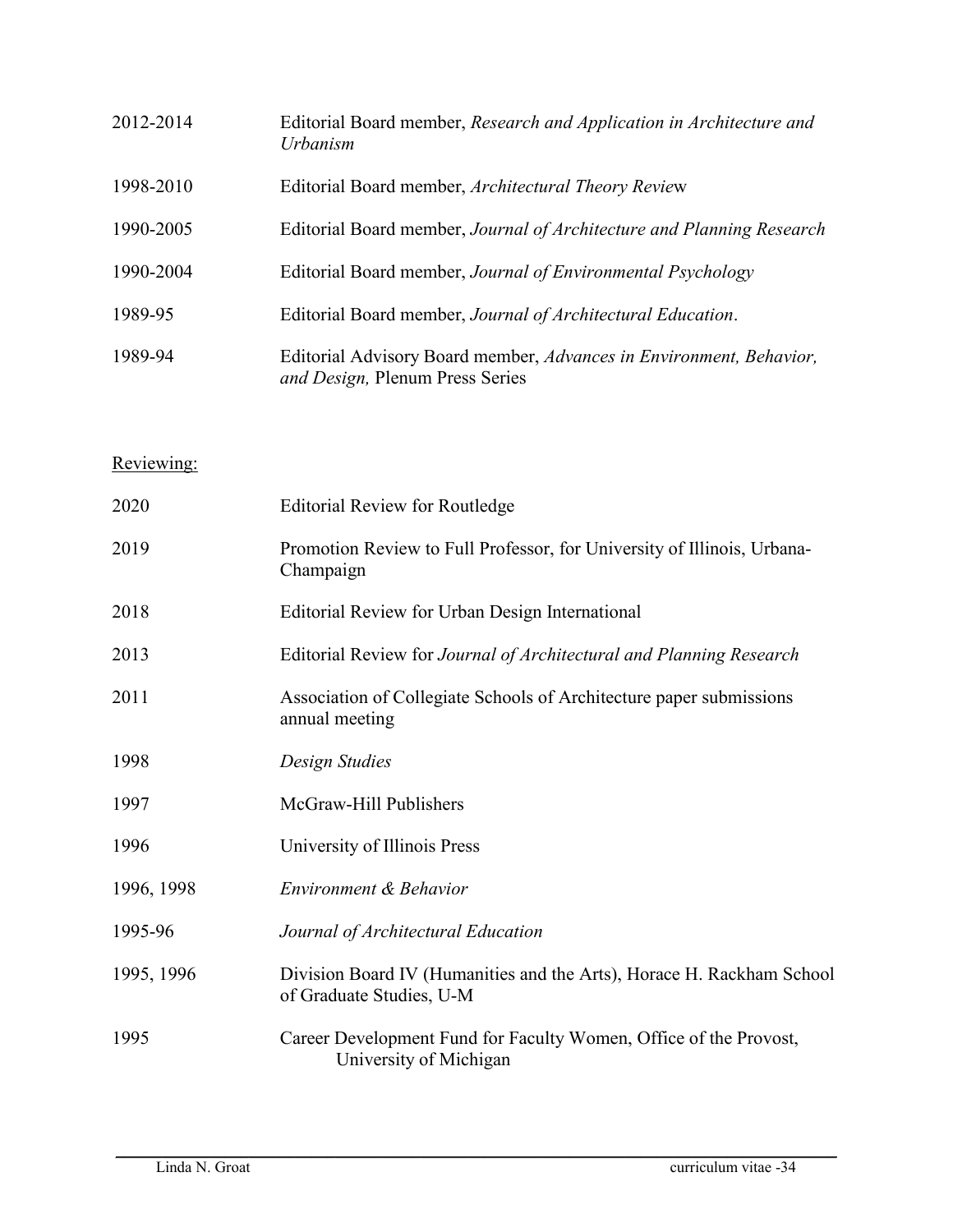2012-2014 Editorial Board member, *Research and Application in Architecture and Urbanism*

1998-2010 Editorial Board member, *Architectural Theory Review*

1990-2005 Editorial Board member, *Journal of Architecture and Planning Research*

1990-2004 Editorial Board member, *Journal of Environmental Psychology*

1989-95 Editorial Board member, *Journal of Architectural Education*.

1989-94 Editorial Advisory Board member, *Advances in Environment, Behavior, and Design,* Plenum Press Series

Reviewing:

2020 Editorial Review for Routledge

2019 Promotion Review to Full Professor, for University of Illinois, Urbana-Champaign

2018 Editorial Review for Urban Design International

2013 Editorial Review for *Journal of Architectural and Planning Research*

2011 Association of Collegiate Schools of Architecture paper submissions annual meeting

1998 *Design Studies*

1997 McGraw-Hill Publishers

1996 University of Illinois Press

1996, 1998 *Environment & Behavior*

1995-96 *Journal of Architectural Education*

1995, 1996 Division Board IV (Humanities and the Arts), Horace H. Rackham School of Graduate Studies, U-M

1995 Career Development Fund for Faculty Women, Office of the Provost, University of Michigan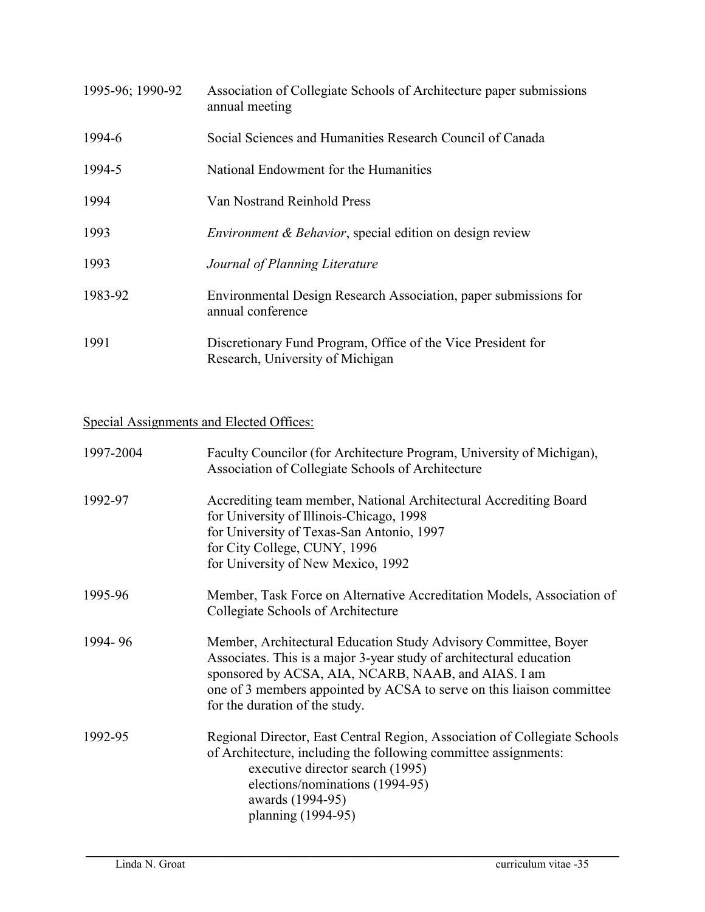| | |
|---|---|
| 1995-96; 1990-92 | Association of Collegiate Schools of Architecture paper submissions annual meeting |
| 1994-6 | Social Sciences and Humanities Research Council of Canada |
| 1994-5 | National Endowment for the Humanities |
| 1994 | Van Nostrand Reinhold Press |
| 1993 | *Environment & Behavior*, special edition on design review |
| 1993 | *Journal of Planning Literature* |
| 1983-92 | Environmental Design Research Association, paper submissions for annual conference |
| 1991 | Discretionary Fund Program, Office of the Vice President for Research, University of Michigan |

Special Assignments and Elected Offices:

| | |
|---|---|
| 1997-2004 | Faculty Councilor (for Architecture Program, University of Michigan), Association of Collegiate Schools of Architecture |
| 1992-97 | Accrediting team member, National Architectural Accrediting Board<br>for University of Illinois-Chicago, 1998<br>for University of Texas-San Antonio, 1997<br>for City College, CUNY, 1996<br>for University of New Mexico, 1992 |
| 1995-96 | Member, Task Force on Alternative Accreditation Models, Association of Collegiate Schools of Architecture |
| 1994- 96 | Member, Architectural Education Study Advisory Committee, Boyer Associates. This is a major 3-year study of architectural education sponsored by ACSA, AIA, NCARB, NAAB, and AIAS. I am one of 3 members appointed by ACSA to serve on this liaison committee for the duration of the study. |
| 1992-95 | Regional Director, East Central Region, Association of Collegiate Schools of Architecture, including the following committee assignments:<br>executive director search (1995)<br>elections/nominations (1994-95)<br>awards (1994-95)<br>planning (1994-95) |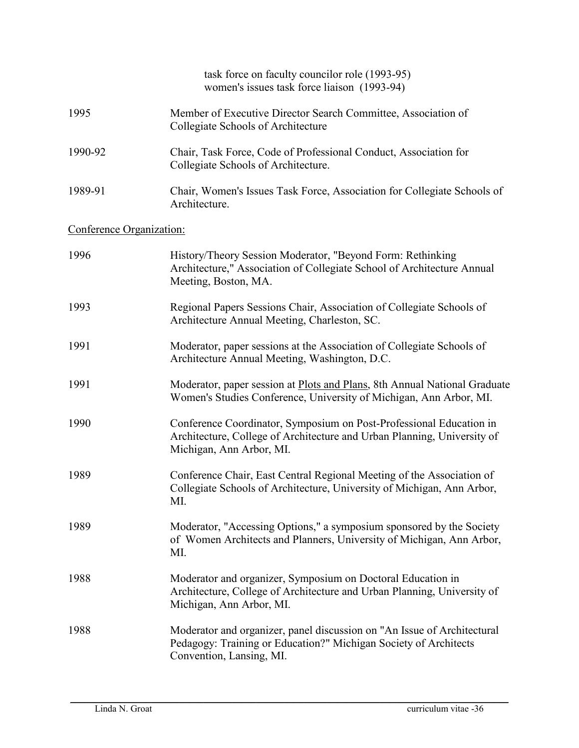task force on faculty councilor role (1993-95)
women's issues task force liaison (1993-94)

1995 Member of Executive Director Search Committee, Association of Collegiate Schools of Architecture

1990-92 Chair, Task Force, Code of Professional Conduct, Association for Collegiate Schools of Architecture.

1989-91 Chair, Women's Issues Task Force, Association for Collegiate Schools of Architecture.

Conference Organization:

1996 History/Theory Session Moderator, "Beyond Form: Rethinking Architecture," Association of Collegiate School of Architecture Annual Meeting, Boston, MA.

1993 Regional Papers Sessions Chair, Association of Collegiate Schools of Architecture Annual Meeting, Charleston, SC.

1991 Moderator, paper sessions at the Association of Collegiate Schools of Architecture Annual Meeting, Washington, D.C.

1991 Moderator, paper session at Plots and Plans, 8th Annual National Graduate Women's Studies Conference, University of Michigan, Ann Arbor, MI.

1990 Conference Coordinator, Symposium on Post-Professional Education in Architecture, College of Architecture and Urban Planning, University of Michigan, Ann Arbor, MI.

1989 Conference Chair, East Central Regional Meeting of the Association of Collegiate Schools of Architecture, University of Michigan, Ann Arbor, MI.

1989 Moderator, "Accessing Options," a symposium sponsored by the Society of Women Architects and Planners, University of Michigan, Ann Arbor, MI.

1988 Moderator and organizer, Symposium on Doctoral Education in Architecture, College of Architecture and Urban Planning, University of Michigan, Ann Arbor, MI.

1988 Moderator and organizer, panel discussion on "An Issue of Architectural Pedagogy: Training or Education?" Michigan Society of Architects Convention, Lansing, MI.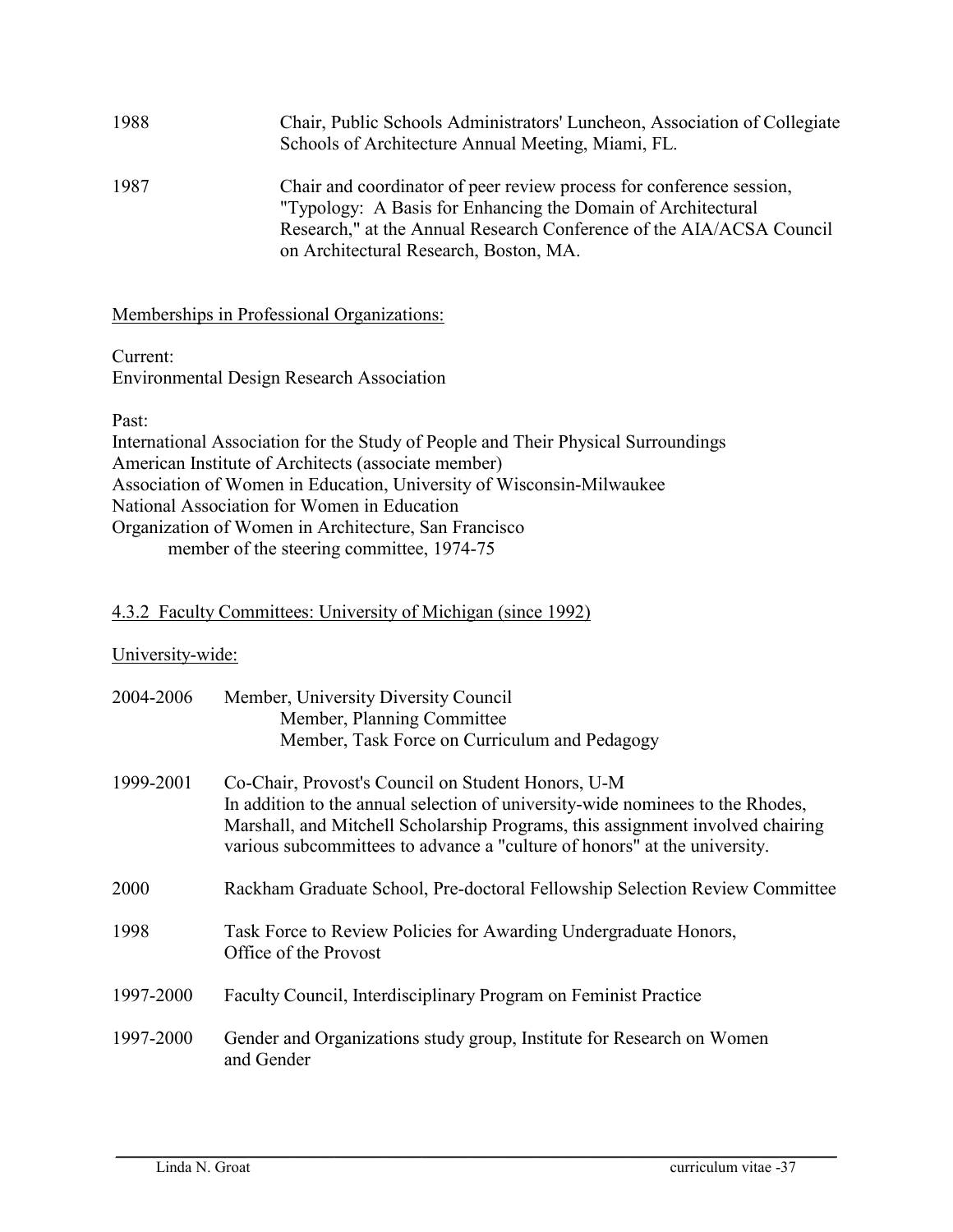1988 Chair, Public Schools Administrators' Luncheon, Association of Collegiate Schools of Architecture Annual Meeting, Miami, FL.

1987 Chair and coordinator of peer review process for conference session, "Typology: A Basis for Enhancing the Domain of Architectural Research," at the Annual Research Conference of the AIA/ACSA Council on Architectural Research, Boston, MA.

<u>Memberships in Professional Organizations:</u>

Current:
Environmental Design Research Association

Past:
International Association for the Study of People and Their Physical Surroundings
American Institute of Architects (associate member)
Association of Women in Education, University of Wisconsin-Milwaukee
National Association for Women in Education
Organization of Women in Architecture, San Francisco
  member of the steering committee, 1974-75

<u>4.3.2 Faculty Committees: University of Michigan (since 1992)</u>

<u>University-wide:</u>

2004-2006 Member, University Diversity Council
  Member, Planning Committee
  Member, Task Force on Curriculum and Pedagogy

1999-2001 Co-Chair, Provost's Council on Student Honors, U-M
In addition to the annual selection of university-wide nominees to the Rhodes, Marshall, and Mitchell Scholarship Programs, this assignment involved chairing various subcommittees to advance a "culture of honors" at the university.

2000 Rackham Graduate School, Pre-doctoral Fellowship Selection Review Committee

1998 Task Force to Review Policies for Awarding Undergraduate Honors, Office of the Provost

1997-2000 Faculty Council, Interdisciplinary Program on Feminist Practice

1997-2000 Gender and Organizations study group, Institute for Research on Women and Gender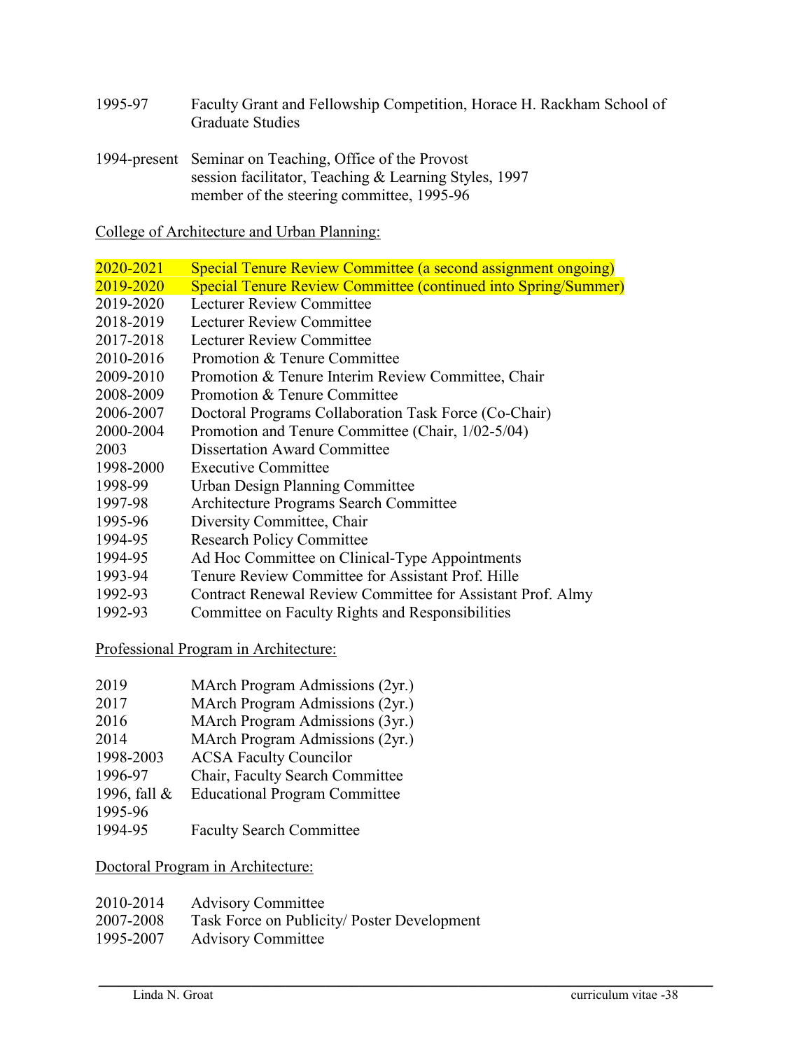1995-97 Faculty Grant and Fellowship Competition, Horace H. Rackham School of Graduate Studies

1994-present Seminar on Teaching, Office of the Provost
session facilitator, Teaching & Learning Styles, 1997
member of the steering committee, 1995-96

College of Architecture and Urban Planning:

2020-2021 Special Tenure Review Committee (a second assignment ongoing)
2019-2020 Special Tenure Review Committee (continued into Spring/Summer)
2019-2020 Lecturer Review Committee
2018-2019 Lecturer Review Committee
2017-2018 Lecturer Review Committee
2010-2016 Promotion & Tenure Committee
2009-2010 Promotion & Tenure Interim Review Committee, Chair
2008-2009 Promotion & Tenure Committee
2006-2007 Doctoral Programs Collaboration Task Force (Co-Chair)
2000-2004 Promotion and Tenure Committee (Chair, 1/02-5/04)
2003 Dissertation Award Committee
1998-2000 Executive Committee
1998-99 Urban Design Planning Committee
1997-98 Architecture Programs Search Committee
1995-96 Diversity Committee, Chair
1994-95 Research Policy Committee
1994-95 Ad Hoc Committee on Clinical-Type Appointments
1993-94 Tenure Review Committee for Assistant Prof. Hille
1992-93 Contract Renewal Review Committee for Assistant Prof. Almy
1992-93 Committee on Faculty Rights and Responsibilities

Professional Program in Architecture:

2019 MArch Program Admissions (2yr.)
2017 MArch Program Admissions (2yr.)
2016 MArch Program Admissions (3yr.)
2014 MArch Program Admissions (2yr.)
1998-2003 ACSA Faculty Councilor
1996-97 Chair, Faculty Search Committee
1996, fall & 1995-96 Educational Program Committee
1994-95 Faculty Search Committee

Doctoral Program in Architecture:

2010-2014 Advisory Committee
2007-2008 Task Force on Publicity/ Poster Development
1995-2007 Advisory Committee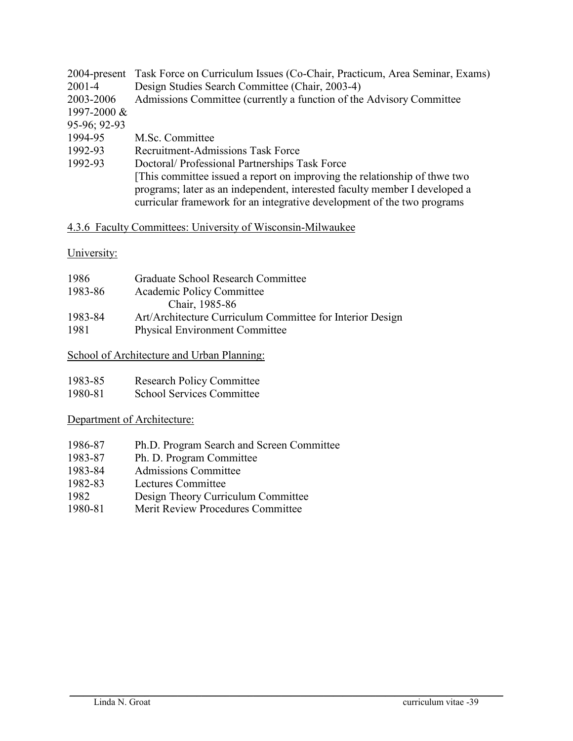| | |
|---|---|
| 2004-present | Task Force on Curriculum Issues (Co-Chair, Practicum, Area Seminar, Exams) |
| 2001-4 | Design Studies Search Committee (Chair, 2003-4) |
| 2003-2006<br>1997-2000 &<br>95-96; 92-93 | Admissions Committee (currently a function of the Advisory Committee |
| 1994-95 | M.Sc. Committee |
| 1992-93 | Recruitment-Admissions Task Force |
| 1992-93 | Doctoral/ Professional Partnerships Task Force<br>[This committee issued a report on improving the relationship of thwe two programs; later as an independent, interested faculty member I developed a curricular framework for an integrative development of the two programs |

4.3.6 Faculty Committees: University of Wisconsin-Milwaukee

University:

| | |
|---|---|
| 1986 | Graduate School Research Committee |
| 1983-86 | Academic Policy Committee<br>Chair, 1985-86 |
| 1983-84 | Art/Architecture Curriculum Committee for Interior Design |
| 1981 | Physical Environment Committee |

School of Architecture and Urban Planning:

| | |
|---|---|
| 1983-85 | Research Policy Committee |
| 1980-81 | School Services Committee |

Department of Architecture:

| | |
|---|---|
| 1986-87 | Ph.D. Program Search and Screen Committee |
| 1983-87 | Ph. D. Program Committee |
| 1983-84 | Admissions Committee |
| 1982-83 | Lectures Committee |
| 1982 | Design Theory Curriculum Committee |
| 1980-81 | Merit Review Procedures Committee |